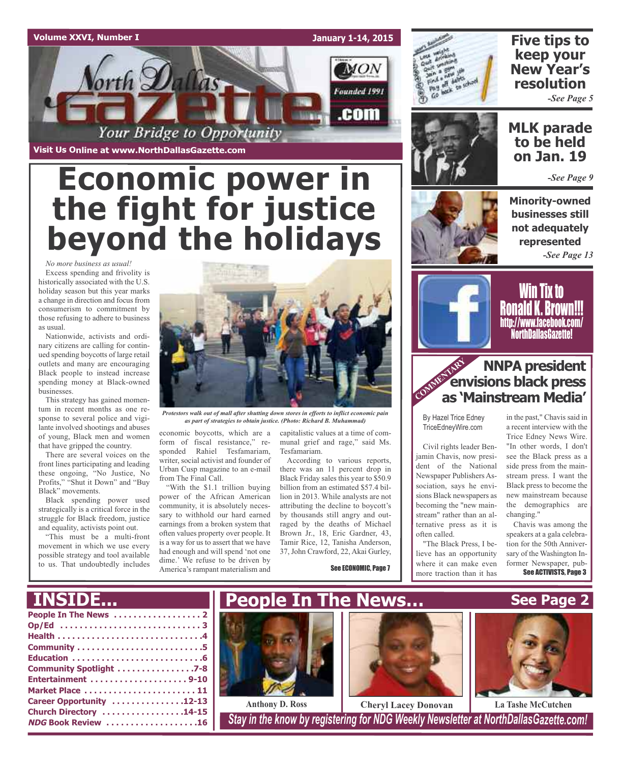Volume XXVI, Number I — January 1-14, 2015

# North Dallas Gazette

Your Bridge to Opportunity

Founded 1991 .com

Visit Us Online at www.NorthDallasGazette.com

# Economic power in the fight for justice beyond the holidays

*No more business as usual!*

Excess spending and frivolity is historically associated with the U.S. holiday season but this year marks a change in direction and focus from consumerism to commitment by those refusing to adhere to business as usual.

Nationwide, activists and ordinary citizens are calling for continued spending boycotts of large retail outlets and many are encouraging Black people to instead increase spending money at Black-owned businesses.

This strategy has gained momentum in recent months as one response to several police and vigilante involved shootings and abuses of young, Black men and women that have gripped the country.

There are several voices on the front lines participating and leading these ongoing, "No Justice, No Profits," "Shut it Down" and "Buy Black" movements.

Black spending power used strategically is a critical force in the struggle for Black freedom, justice and equality, activists point out.

"This must be a multi-front movement in which we use every possible strategy and tool available to us. That undoubtedly includes economic boycotts, which are a form of fiscal resistance," responded Rahiel Tesfamariam, writer, social activist and founder of Urban Cusp magazine to an e-mail from The Final Call.

"With the $1.1 trillion buying power of the African American community, it is absolutely necessary to withhold our hard earned earnings from a broken system that often values property over people. It is a way for us to assert that we have had enough and will spend 'not one dime.' We refuse to be driven by America's rampant materialism and capitalistic values at a time of communal grief and rage," said Ms. Tesfamariam.

According to various reports, there was an 11 percent drop in Black Friday sales this year to $50.9 billion from an estimated $57.4 billion in 2013. While analysts are not attributing the decline to boycott's by thousands still angry and outraged by the deaths of Michael Brown Jr., 18, Eric Gardner, 43, Tamir Rice, 12, Tanisha Anderson, 37, John Crawford, 22, Akai Gurley,

See ECONOMIC, Page 7

*Protestors walk out of mall after shutting down stores in efforts to inflict economic pain as part of strategies to obtain justice. (Photo: Richard B. Muhammad)*

## Five tips to keep your New Year's resolution

*-See Page 5*

## MLK parade to be held on Jan. 19

*-See Page 9*

## Minority-owned businesses still not adequately represented

*-See Page 13*

## Win Tix to Ronald K. Brown!!!

http://www.facebook.com/NorthDallasGazette!

COMMENTARY

## NNPA president envisions black press as 'Mainstream Media'

By Hazel Trice Edney
TriceEdneyWire.com

Civil rights leader Benjamin Chavis, now president of the National Newspaper Publishers Association, says he envisions Black newspapers as becoming the "new mainstream" rather than an alternative press as it is often called.

"The Black Press, I believe has an opportunity where it can make even more traction than it has in the past," Chavis said in a recent interview with the Trice Edney News Wire. "In other words, I don't see the Black press as a side press from the mainstream press. I want the Black press to become the new mainstream because the demographics are changing."

Chavis was among the speakers at a gala celebration for the 50th Anniversary of the Washington Informer Newspaper, pub-

See ACTIVISTS, Page 3

## INSIDE...

- People In The News . . . . . . . . . . . . . . . . . 2
- Op/Ed . . . . . . . . . . . . . . . . . . . . . . . . . . . . 3
- Health . . . . . . . . . . . . . . . . . . . . . . . . . . . . 4
- Community . . . . . . . . . . . . . . . . . . . . . . . . 5
- Education . . . . . . . . . . . . . . . . . . . . . . . . . 6
- Community Spotlight . . . . . . . . . . . . . . . 7-8
- Entertainment . . . . . . . . . . . . . . . . . . . 9-10
- Market Place . . . . . . . . . . . . . . . . . . . . . . 11
- Career Opportunity . . . . . . . . . . . . . . 12-13
- Church Directory . . . . . . . . . . . . . . . . 14-15
- *NDG* Book Review . . . . . . . . . . . . . . . . . 16

## People In The News... See Page 2

Anthony D. Ross — Cheryl Lacey Donovan — La Tashe McCutchen

Stay in the know by registering for NDG Weekly Newsletter at NorthDallasGazette.com!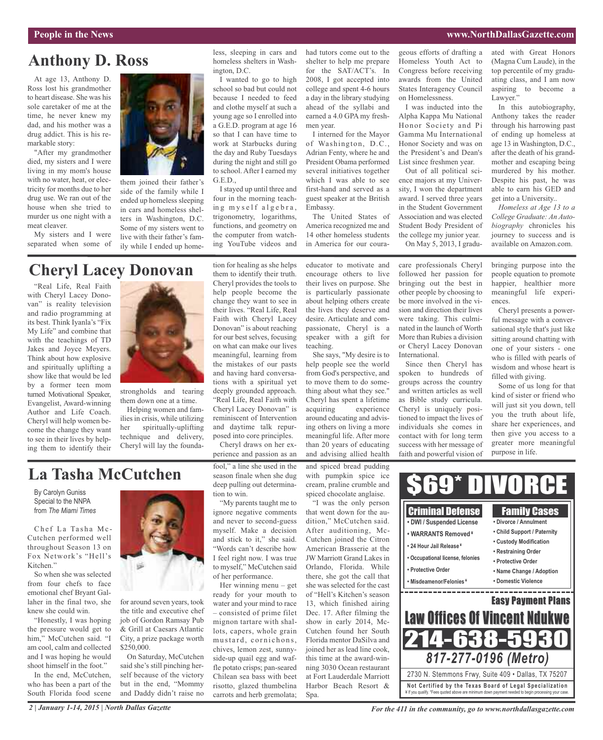# Anthony D. Ross

At age 13, Anthony D. Ross lost his grandmother to heart disease. She was his sole caretaker of me at the time, he never knew my dad, and his mother was a drug addict. This is his remarkable story:

"After my grandmother died, my sisters and I were living in my mom's house with no water, heat, or electricity for months due to her drug use. We ran out of the house when she tried to murder us one night with a meat cleaver.

My sisters and I were separated when some of them joined their father's side of the family while I ended up homeless sleeping in cars and homeless shelters in Washington, D.C. Some of my sisters went to live with their father's family while I ended up homeless, sleeping in cars and homeless shelters in Washington, D.C.

I wanted to go to high school so bad but could not because I needed to feed and clothe myself at such a young age so I enrolled into a G.E.D. program at age 16 so that I can have time to work at Starbucks during the day and Ruby Tuesdays during the night and still go to school. After I earned my G.E.D.,

I stayed up until three and four in the morning teaching myself algebra, trigonometry, logarithms, functions, and geometry on the computer from watching YouTube videos and had tutors come out to the shelter to help me prepare for the SAT/ACT's. In 2008, I got accepted into college and spent 4-6 hours a day in the library studying ahead of the syllabi and earned a 4.0 GPA my freshmen year.

I interned for the Mayor of Washington, D.C., Adrian Fenty, where he and President Obama performed several initiatives together which I was able to see first-hand and served as a guest speaker at the British Embassy.

The United States of America recognized me and 14 other homeless students in America for our courageous efforts of drafting a Homeless Youth Act to Congress before receiving awards from the United States Interagency Council on Homelessness.

I was inducted into the Alpha Kappa Mu National Honor Society and Pi Gamma Mu International Honor Society and was on the President's and Dean's List since freshmen year.

Out of all political science majors at my University, I won the department award. I served three years in the Student Government Association and was elected Student Body President of the college my junior year.

On May 5, 2013, I graduated with Great Honors (Magna Cum Laude), in the top percentile of my graduating class, and I am now aspiring to become a Lawyer."

In this autobiography, Anthony takes the reader through his harrowing past of ending up homeless at age 13 in Washington, D.C., after the death of his grandmother and escaping being murdered by his mother. Despite his past, he was able to earn his GED and get into a University..

*Homeless at Age 13 to a College Graduate: An Autobiography* chronicles his journey to success and is available on Amazon.com.

# Cheryl Lacey Donovan

"Real Life, Real Faith with Cheryl Lacey Donovan" is reality television and radio programming at its best. Think Iyanla's "Fix My Life" and combine that with the teachings of TD Jakes and Joyce Meyers. Think about how explosive and spiritually uplifting a show like that would be led by a former teen mom turned Motivational Speaker, Evangelist, Award-winning Author and Life Coach. Cheryl will help women become the change they want to see in their lives by helping them to identify their strongholds and tearing them down one at a time.

Helping women and families in crisis, while utilizing her spiritually-uplifting technique and delivery, Cheryl will lay the foundation for healing as she helps them to identify their truth. Cheryl provides the tools to help people become the change they want to see in their lives. "Real Life, Real Faith with Cheryl Lacey Donovan" is about reaching for our best selves, focusing on what can make our lives meaningful, learning from the mistakes of our pasts and having hard conversations with a spiritual yet deeply grounded approach. "Real Life, Real Faith with Cheryl Lacey Donovan" is reminiscent of Intervention and daytime talk repurposed into core principles.

Cheryl draws on her experience and passion as an educator to motivate and encourage others to live their lives on purpose. She is particularly passionate about helping others create the lives they deserve and desire. Articulate and compassionate, Cheryl is a speaker with a gift for teaching.

She says, "My desire is to help people see the world from God's perspective, and to move them to do something about what they see." Cheryl has spent a lifetime acquiring experience around educating and advising others on living a more meaningful life. After more than 20 years of educating and advising allied health care professionals Cheryl followed her passion for bringing out the best in other people by choosing to be more involved in the vision and direction their lives were taking. This culminated in the launch of Worth More than Rubies a division or Cheryl Lacey Donovan International.

Since then Cheryl has spoken to hundreds of groups across the country and written articles as well as Bible study curricula. Cheryl is uniquely positioned to impact the lives of individuals she comes in contact with for long term success with her message of faith and powerful vision of bringing purpose into the people equation to promote happier, healthier more meaningful life experiences.

Cheryl presents a powerful message with a conversational style that's just like sitting around chatting with one of your sisters - one who is filled with pearls of wisdom and whose heart is filled with giving.

Some of us long for that kind of sister or friend who will just sit you down, tell you the truth about life, share her experiences, and then give you access to a greater more meaningful purpose in life.

# La Tasha McCutchen

By Carolyn Guniss
Special to the NNPA
from *The Miami Times*

Chef La Tasha McCutchen performed well throughout Season 13 on Fox Network's "Hell's Kitchen."

So when she was selected from four chefs to face emotional chef Bryant Gallaher in the final two, she knew she could win.

"Honestly, I was hoping the pressure would get to him," McCutchen said. "I am cool, calm and collected and I was hoping he would shoot himself in the foot."

In the end, McCutchen, who has been a part of the South Florida food scene for around seven years, took the title and executive chef job of Gordon Ramsay Pub & Grill at Caesars Atlantic City, a prize package worth $250,000.

On Saturday, McCutchen said she's still pinching herself because of the victory but in the end, "Mommy and Daddy didn't raise no fool," a line she used in the season finale when she dug deep pulling out determination to win.

"My parents taught me to ignore negative comments and never to second-guess myself. Make a decision and stick to it," she said. "Words can't describe how I feel right now. I was true to myself," McCutchen said of her performance.

Her winning menu – get ready for your mouth to water and your mind to race – consisted of prime filet mignon tartare with shallots, capers, whole grain mustard, cornichons, chives, lemon zest, sunny-side-up quail egg and waffle potato crisps; pan-seared Chilean sea bass with beet risotto, glazed thumbelina carrots and herb gremolata; and spiced bread pudding with pumpkin spice ice cream, praline crumble and spiced chocolate anglaise.

"I was the only person that went down for the audition," McCutchen said. After auditioning, McCutchen joined the Citron American Brasserie at the JW Marriott Grand Lakes in Orlando, Florida. While there, she got the call that she was selected for the cast of "Hell's Kitchen" season 13, which finished airing Dec. 17. After filming the show in early 2014, McCutchen found her South Florida mentor DaSilva and joined her as lead line cook, this time at the award-winning 3030 Ocean restaurant at Fort Lauderdale Marriott Harbor Beach Resort & Spa.

## $69* DIVORCE

**Criminal Defense**
- DWI / Suspended License
- WARRANTS Removed ¥
- 24 Hour Jail Release ¥
- Occupational license, felonies
- Protective Order
- Misdeameanor/Felonies ¥

**Family Cases**
- Divorce / Annulment
- Child Support / Paternity
- Custody Modification
- Restraining Order
- Protective Order
- Name Change / Adoption
- Domestic Violence

**Easy Payment Plans**

**Law Offices Of Vincent Ndukwe**

**214-638-5930**

*817-277-0196 (Metro)*

2730 N. Stemmons Frwy, Suite 409 • Dallas, TX 75207

**Not Certified by the Texas Board of Legal Specialization**
¥ If you qualify. *Fees quoted above are minimum down payment needed to begin processing your case.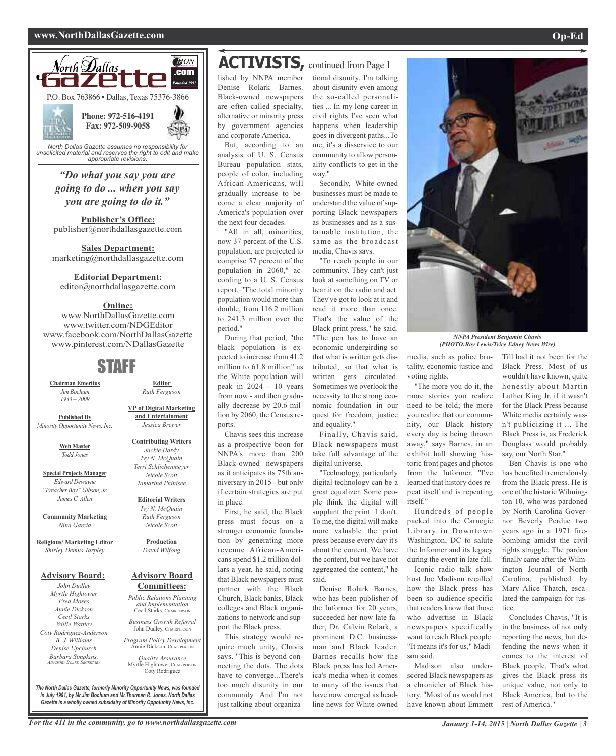North Dallas Gazette

P.O. Box 763866 • Dallas, Texas 75376-3866

Phone: 972-516-4191
Fax: 972-509-9058

*North Dallas Gazette assumes no responsibility for unsolicited material and reserves the right to edit and make appropriate revisions.*

***"Do what you say you are going to do ... when you say you are going to do it."***

**Publisher's Office:**
publisher@northdallasgazette.com

**Sales Department:**
marketing@northdallasgazette.com

**Editorial Department:**
editor@northdallasgazette.com

**Online:**
www.NorthDallasGazette.com
www.twitter.com/NDGEditor
www.facebook.com/NorthDallasGazette
www.pinterest.com/NDallasGazette

## STAFF

**Chairman Emeritus**
*Jim Bochum*
*1933 – 2009*

**Published By**
*Minority Opportunity News, Inc.*

**Web Master**
*Todd Jones*

**Special Projects Manager**
*Edward Dewayne "Preacher Boy" Gibson, Jr.*
*James C. Allen*

**Community Marketing**
*Nina Garcia*

**Religious/ Marketing Editor**
*Shirley Demus Tarpley*

**Editor**
*Ruth Ferguson*

**VP of Digital Marketing and Entertainment**
*Jessica Brewer*

**Contributing Writers**
*Jackie Hardy*
*Ivy N. McQuain*
*Terri Schlichenmeyer*
*Nicole Scott*
*Tamarind Phinisee*

**Editorial Writers**
*Ivy N. McQuain*
*Ruth Ferguson*
*Nicole Scott*

**Production**
*David Wilfong*

**Advisory Board:**
*John Dudley*
*Myrtle Hightower*
*Fred Moses*
*Annie Dickson*
*Cecil Starks*
*Willie Wattley*
*Coty Rodriguez-Anderson*
*B. J. Williams*
*Denise Upchurch*
*Barbara Simpkins, Advisory Board Secretary*

**Advisory Board Committees:**
*Public Relations Planning and Implementation*
Cecil Starks, Chairperson
*Business Growth Referral*
John Dudley, Chairperson
*Program Policy Development*
Annie Dickson, Chairperson
*Quality Assurance*
Myrtle Hightower, Chairperson
Coty Rodriguez

***The North Dallas Gazette, formerly Minority Opportunity News, was founded in July 1991, by Mr.Jim Bochum and Mr.Thurman R. Jones. North Dallas Gazette is a wholly owned subsidairy of Minority Oppotunity News, Inc.***

# ACTIVISTS, continued from Page 1

lished by NNPA member Denise Rolark Barnes. Black-owned newspapers are often called specialty, alternative or minority press by government agencies and corporate America.

But, according to an analysis of U. S. Census Bureau population stats, people of color, including African-Americans, will gradually increase to become a clear majority of America's population over the next four decades.

"All in all, minorities, now 37 percent of the U.S. population, are projected to comprise 57 percent of the population in 2060," according to a U. S. Census report. "The total minority population would more than double, from 116.2 million to 241.3 million over the period."

During that period, "the black population is expected to increase from 41.2 million to 61.8 million" as the White population will peak in 2024 - 10 years from now - and then gradually decrease by 20.6 million by 2060, the Census reports.

Chavis sees this increase as a prospective boon for NNPA's more than 200 Black-owned newspapers as it anticipates its 75th anniversary in 2015 - but only if certain strategies are put in place.

First, he said, the Black press must focus on a stronger economic foundation by generating more revenue. African-Americans spend $1.2 trillion dollars a year, he said, noting that Black newspapers must partner with the Black Church, Black banks, Black colleges and Black organizations to network and support the Black press.

This strategy would require much unity, Chavis says. "This is beyond connecting the dots. The dots have to converge...There's too much disunity in our community. And I'm not just talking about organizational disunity. I'm talking about disunity even among the so-called personalities ... In my long career in civil rights I've seen what happens when leadership goes in divergent paths...To me, it's a disservice to our community to allow personality conflicts to get in the way."

Secondly, White-owned businesses must be made to understand the value of supporting Black newspapers as businesses and as a sustainable institution, the same as the broadcast media, Chavis says.

"To reach people in our community. They can't just look at something on TV or hear it on the radio and act. They've got to look at it and read it more than once. That's the value of the Black print press," he said. "The pen has to have an economic undergirding so that what is written gets distributed; so that what is written gets circulated. Sometimes we overlook the necessity to the strong economic foundation in our quest for freedom, justice and equality."

Finally, Chavis said, Black newspapers must take full advantage of the digital universe.

"Technology, particularly digital technology can be a great equalizer. Some people think the digital will supplant the print. I don't. To me, the digital will make more valuable the print press because every day it's about the content. We have the content, but we have not aggregated the content," he said.

Denise Rolark Barnes, who has been publisher of the Informer for 20 years, succeeded her now late father, Dr. Calvin Rolark, a prominent D.C. businessman and Black leader. Barnes recalls how the Black press has led America's media when it comes to many of the issues that have now emerged as headline news for White-owned media, such as police brutality, economic justice and voting rights.

*NNPA President Benjamin Chavis (PHOTO:Roy Lewis/Trice Edney News Wire)*

"The more you do it, the more stories you realize need to be told; the more you realize that our community, our Black history every day is being thrown away," says Barnes, in an exhibit hall showing historic front pages and photos from the Informer. "I've learned that history does repeat itself and is repeating itself."

Hundreds of people packed into the Carnegie Library in Downtown Washington, DC to salute the Informer and its legacy during the event in late fall.

Iconic radio talk show host Joe Madison recalled how the Black press has been so audience-specific that readers know that those who advertise in Black newspapers specifically want to reach Black people. "It means it's for us," Madison said.

Madison also underscored Black newspapers as a chronicler of Black history. "Most of us would not have known about Emmett Till had it not been for the Black Press. Most of us wouldn't have known, quite honestly about Martin Luther King Jr. if it wasn't for the Black Press because White media certainly wasn't publicizing it ... The Black Press is, as Frederick Douglass would probably say, our North Star."

Ben Chavis is one who has benefited tremendously from the Black press. He is one of the historic Wilmington 10, who was pardoned by North Carolina Governor Beverly Perdue two years ago in a 1971 firebombing amidst the civil rights struggle. The pardon finally came after the Wilmington Journal of North Carolina, published by Mary Alice Thatch, escalated the campaign for justice.

Concludes Chavis, "It is in the business of not only reporting the news, but defending the news when it comes to the interest of Black people. That's what gives the Black press its unique value, not only to Black America, but to the rest of America."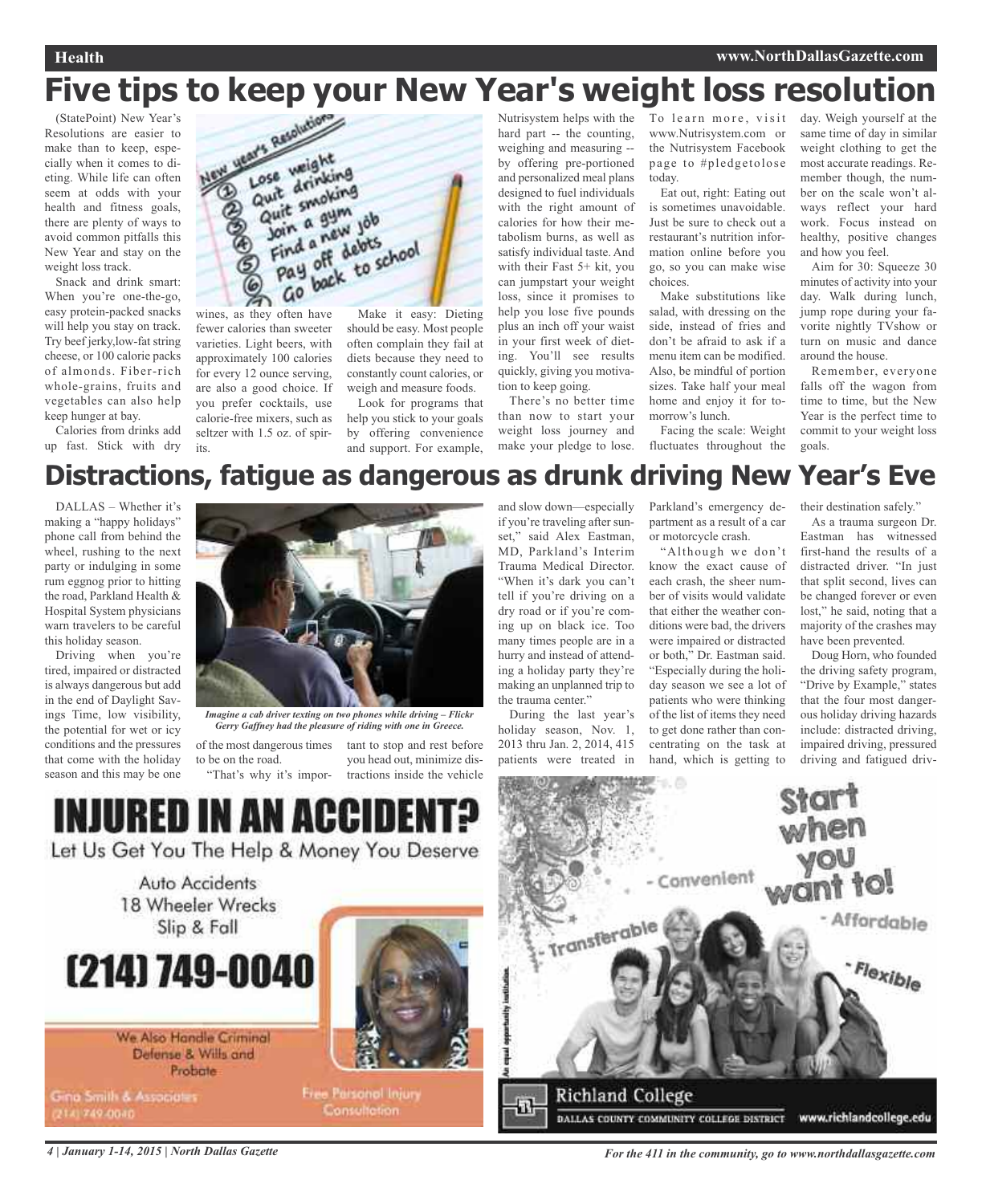# Five tips to keep your New Year's weight loss resolution

(StatePoint) New Year's Resolutions are easier to make than to keep, especially when it comes to dieting. While life can often seem at odds with your health and fitness goals, there are plenty of ways to avoid common pitfalls this New Year and stay on the weight loss track.

Snack and drink smart: When you're one-the-go, easy protein-packed snacks will help you stay on track. Try beef jerky,low-fat string cheese, or 100 calorie packs of almonds. Fiber-rich whole-grains, fruits and vegetables can also help keep hunger at bay.

Calories from drinks add up fast. Stick with dry wines, as they often have fewer calories than sweeter varieties. Light beers, with approximately 100 calories for every 12 ounce serving, are also a good choice. If you prefer cocktails, use calorie-free mixers, such as seltzer with 1.5 oz. of spirits.

Make it easy: Dieting should be easy. Most people often complain they fail at diets because they need to constantly count calories, or weigh and measure foods.

Look for programs that help you stick to your goals by offering convenience and support. For example, Nutrisystem helps with the hard part -- the counting, weighing and measuring -- by offering pre-portioned and personalized meal plans designed to fuel individuals with the right amount of calories for how their metabolism burns, as well as satisfy individual taste. And with their Fast 5+ kit, you can jumpstart your weight loss, since it promises to help you lose five pounds plus an inch off your waist in your first week of dieting. You'll see results quickly, giving you motivation to keep going.

There's no better time than now to start your weight loss journey and make your pledge to lose. To learn more, visit www.Nutrisystem.com or the Nutrisystem Facebook page to #pledgetolose today.

Eat out, right: Eating out is sometimes unavoidable. Just be sure to check out a restaurant's nutrition information online before you go, so you can make wise choices.

Make substitutions like salad, with dressing on the side, instead of fries and don't be afraid to ask if a menu item can be modified. Also, be mindful of portion sizes. Take half your meal home and enjoy it for tomorrow's lunch.

Facing the scale: Weight fluctuates throughout the day. Weigh yourself at the same time of day in similar weight clothing to get the most accurate readings. Remember though, the number on the scale won't always reflect your hard work. Focus instead on healthy, positive changes and how you feel.

Aim for 30: Squeeze 30 minutes of activity into your day. Walk during lunch, jump rope during your favorite nightly TVshow or turn on music and dance around the house.

Remember, everyone falls off the wagon from time to time, but the New Year is the perfect time to commit to your weight loss goals.

# Distractions, fatigue as dangerous as drunk driving New Year's Eve

DALLAS – Whether it's making a "happy holidays" phone call from behind the wheel, rushing to the next party or indulging in some rum eggnog prior to hitting the road, Parkland Health & Hospital System physicians warn travelers to be careful this holiday season.

Driving when you're tired, impaired or distracted is always dangerous but add in the end of Daylight Savings Time, low visibility, the potential for wet or icy conditions and the pressures that come with the holiday season and this may be one of the most dangerous times to be on the road.

*Imagine a cab driver texting on two phones while driving – Flickr Gerry Gaffney had the pleasure of riding with one in Greece.*

"That's why it's important to stop and rest before you head out, minimize distractions inside the vehicle and slow down—especially if you're traveling after sunset," said Alex Eastman, MD, Parkland's Interim Trauma Medical Director. "When it's dark you can't tell if you're driving on a dry road or if you're coming up on black ice. Too many times people are in a hurry and instead of attending a holiday party they're making an unplanned trip to the trauma center."

During the last year's holiday season, Nov. 1, 2013 thru Jan. 2, 2014, 415 patients were treated in Parkland's emergency department as a result of a car or motorcycle crash.

"Although we don't know the exact cause of each crash, the sheer number of visits would validate that either the weather conditions were bad, the drivers were impaired or distracted or both," Dr. Eastman said. "Especially during the holiday season we see a lot of patients who were thinking of the list of items they need to get done rather than concentrating on the task at hand, which is getting to their destination safely."

As a trauma surgeon Dr. Eastman has witnessed first-hand the results of a distracted driver. "In just that split second, lives can be changed forever or even lost," he said, noting that a majority of the crashes may have been prevented.

Doug Horn, who founded the driving safety program, "Drive by Example," states that the four most dangerous holiday driving hazards include: distracted driving, impaired driving, pressured driving and fatigued driv-

**INJURED IN AN ACCIDENT?**

Let Us Get You The Help & Money You Deserve

Auto Accidents
18 Wheeler Wrecks
Slip & Fall

**(214) 749-0040**

We Also Handle Criminal Defense & Wills and Probate

Gina Smith & Associates
(214) 749-0040

Free Personal Injury Consultation

**Start when you want to!**

- Convenient
- Transferable
- Affordable
- Flexible

An equal opportunity institution.

Richland College
DALLAS COUNTY COMMUNITY COLLEGE DISTRICT
www.richlandcollege.edu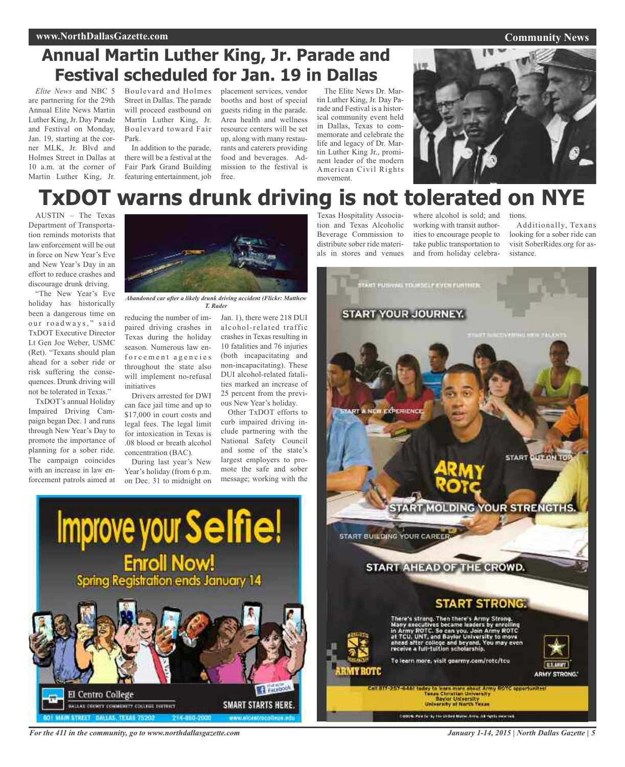# Annual Martin Luther King, Jr. Parade and Festival scheduled for Jan. 19 in Dallas

*Elite News* and NBC 5 are partnering for the 29th Annual Elite News Martin Luther King, Jr. Day Parade and Festival on Monday, Jan. 19, starting at the corner MLK, Jr. Blvd and Holmes Street in Dallas at 10 a.m. at the corner of Martin Luther King, Jr. Boulevard and Holmes Street in Dallas. The parade will proceed eastbound on Martin Luther King, Jr. Boulevard toward Fair Park.

In addition to the parade, there will be a festival at the Fair Park Grand Building featuring entertainment, job placement services, vendor booths and host of special guests riding in the parade. Area health and wellness resource centers will be set up, along with many restaurants and caterers providing food and beverages. Admission to the festival is free.

The Elite News Dr. Martin Luther King, Jr. Day Parade and Festival is a historical community event held in Dallas, Texas to commemorate and celebrate the life and legacy of Dr. Martin Luther King Jr., prominent leader of the modern American Civil Rights movement.

# TxDOT warns drunk driving is not tolerated on NYE

AUSTIN – The Texas Department of Transportation reminds motorists that law enforcement will be out in force on New Year's Eve and New Year's Day in an effort to reduce crashes and discourage drunk driving.

"The New Year's Eve holiday has historically been a dangerous time on our roadways," said TxDOT Executive Director Lt Gen Joe Weber, USMC (Ret). "Texans should plan ahead for a sober ride or risk suffering the consequences. Drunk driving will not be tolerated in Texas."

*Abandoned car after a likely drunk driving accident (Flickr: Matthew T. Rader*

TxDOT's annual Holiday Impaired Driving Campaign began Dec. 1 and runs through New Year's Day to promote the importance of planning for a sober ride. The campaign coincides with an increase in law enforcement patrols aimed at reducing the number of impaired driving crashes in Texas during the holiday season. Numerous law enforcement agencies throughout the state also will implement no-refusal initiatives

Drivers arrested for DWI can face jail time and up to $17,000 in court costs and legal fees. The legal limit for intoxication in Texas is .08 blood or breath alcohol concentration (BAC).

During last year's New Year's holiday (from 6 p.m. on Dec. 31 to midnight on Jan. 1), there were 218 DUI alcohol-related traffic crashes in Texas resulting in 10 fatalities and 76 injuries (both incapacitating and non-incapacitating). These DUI alcohol-related fatalities marked an increase of 25 percent from the previous New Year's holiday.

Other TxDOT efforts to curb impaired driving include partnering with the National Safety Council and some of the state's largest employers to promote the safe and sober message; working with the Texas Hospitality Association and Texas Alcoholic Beverage Commission to distribute sober ride materials in stores and venues where alcohol is sold; and working with transit authorities to encourage people to take public transportation to and from holiday celebrations.

Additionally, Texans looking for a sober ride can visit SoberRides.org for assistance.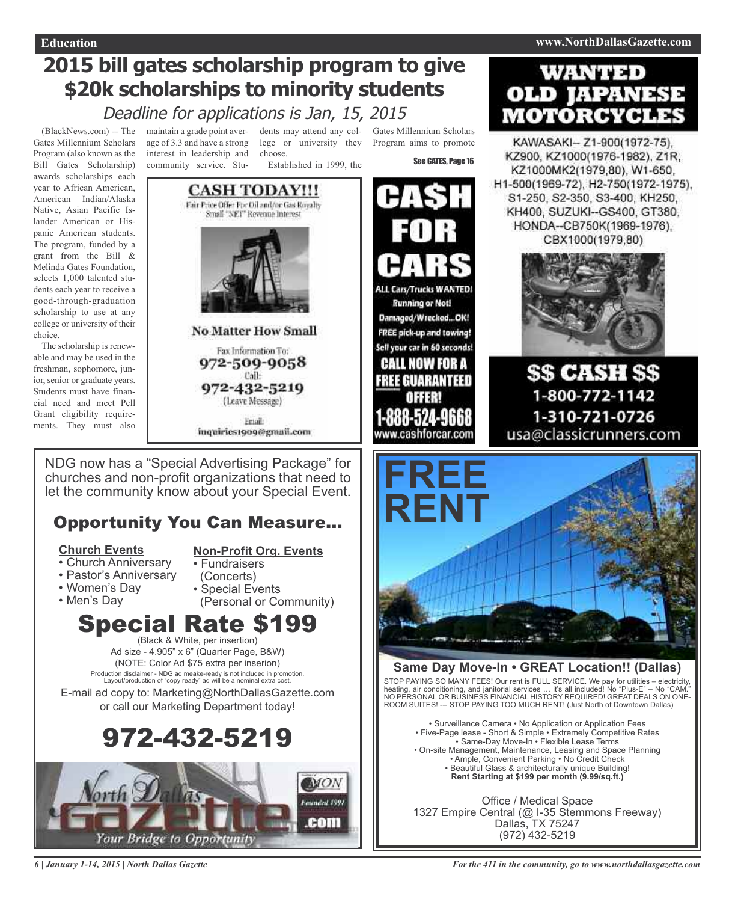# 2015 bill gates scholarship program to give $20k scholarships to minority students

*Deadline for applications is Jan, 15, 2015*

(BlackNews.com) -- The Gates Millennium Scholars Program (also known as the Bill Gates Scholarship) awards scholarships each year to African American, American Indian/Alaska Native, Asian Pacific Islander American or Hispanic American students. The program, funded by a grant from the Bill & Melinda Gates Foundation, selects 1,000 talented students each year to receive a good-through-graduation scholarship to use at any college or university of their choice.

The scholarship is renewable and may be used in the freshman, sophomore, junior, senior or graduate years. Students must have financial need and meet Pell Grant eligibility requirements. They must also maintain a grade point average of 3.3 and have a strong interest in leadership and community service. Students may attend any college or university they choose.

Established in 1999, the Gates Millennium Scholars Program aims to promote

See GATES, Page 16

---

**CASH TODAY!!!**

Fair Price Offer For Oil and/or Gas Royalty Small "NET" Revenue Interest

**No Matter How Small**

Fax Information To:
**972-509-9058**
Call:
**972-432-5219**
(Leave Message)

Email:
inquiries1909@gmail.com

---

**CA$H FOR CARS**

ALL Cars/Trucks WANTED!
Running or Not!
Damaged/Wrecked...OK!
FREE pick-up and towing!
Sell your car in 60 seconds!

**CALL NOW FOR A FREE GUARANTEED OFFER!**

**1-888-524-9668**
www.cashforcar.com

---

**WANTED OLD JAPANESE MOTORCYCLES**

KAWASAKI-- Z1-900(1972-75), KZ900, KZ1000(1976-1982), Z1R, KZ1000MK2(1979,80), W1-650, H1-500(1969-72), H2-750(1972-1975), S1-250, S2-350, S3-400, KH250, KH400, SUZUKI--GS400, GT380, HONDA--CB750K(1969-1976), CBX1000(1979,80)

**$$ CASH $$**
1-800-772-1142
1-310-721-0726
usa@classicrunners.com

---

NDG now has a "Special Advertising Package" for churches and non-profit organizations that need to let the community know about your Special Event.

## Opportunity You Can Measure...

**Church Events**
- Church Anniversary
- Pastor's Anniversary
- Women's Day
- Men's Day

**Non-Profit Org. Events**
- Fundraisers (Concerts)
- Special Events (Personal or Community)

## Special Rate $199

(Black & White, per insertion)
Ad size - 4.905" x 6" (Quarter Page, B&W)
(NOTE: Color Ad $75 extra per inserion)

Production disclaimer - NDG ad meake-ready is not included in promotion. Layout/production of "copy ready" ad will be a nominal extra cost.

E-mail ad copy to: Marketing@NorthDallasGazette.com or call our Marketing Department today!

## 972-432-5219

North Dallas Gazette .com — Founded 1991 — *Your Bridge to Opportunity*

---

**FREE RENT**

**Same Day Move-In • GREAT Location!! (Dallas)**

STOP PAYING SO MANY FEES! Our rent is FULL SERVICE. We pay for utilities – electricity, heating, air conditioning, and janitorial services … it's all included! No "Plus-E" – No "CAM." NO PERSONAL OR BUSINESS FINANCIAL HISTORY REQUIRED! GREAT DEALS ON ONE-ROOM SUITES! --- STOP PAYING TOO MUCH RENT! (Just North of Downtown Dallas)

- Surveillance Camera • No Application or Application Fees
- Five-Page lease - Short & Simple • Extremely Competitive Rates
- Same-Day Move-In • Flexible Lease Terms
- On-site Management, Maintenance, Leasing and Space Planning
- Ample, Convenient Parking • No Credit Check
- Beautiful Glass & architecturally unique Building!
- **Rent Starting at $199 per month (9.99/sq.ft.)**

Office / Medical Space
1327 Empire Central (@ I-35 Stemmons Freeway)
Dallas, TX 75247
(972) 432-5219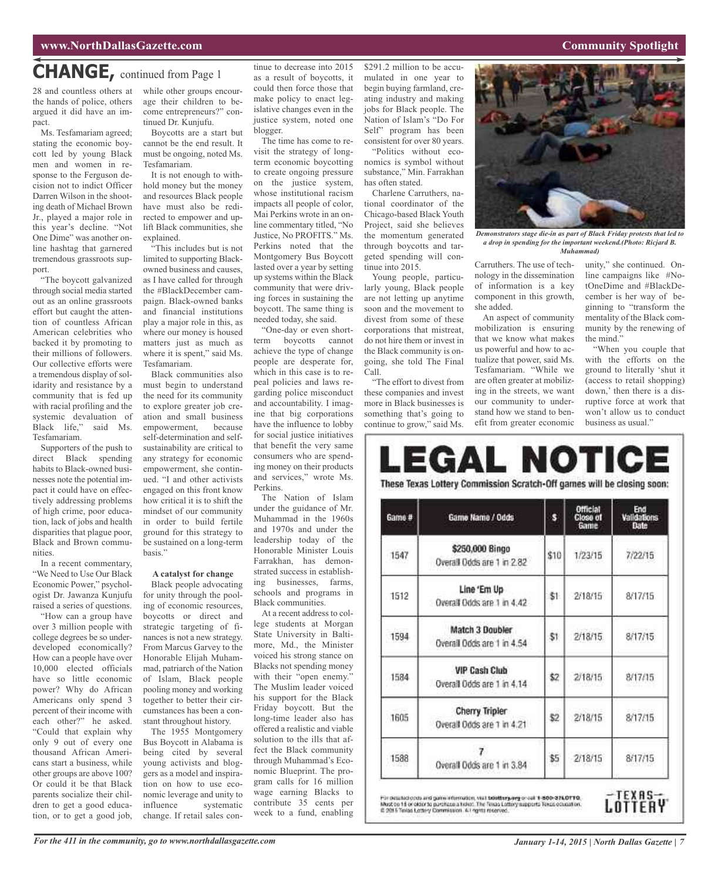# CHANGE, continued from Page 1

28 and countless others at the hands of police, others argued it did have an impact.

Ms. Tesfamariam agreed; stating the economic boycott led by young Black men and women in response to the Ferguson decision not to indict Officer Darren Wilson in the shooting death of Michael Brown Jr., played a major role in this year's decline. "Not One Dime" was another online hashtag that garnered tremendous grassroots support.

"The boycott galvanized through social media started out as an online grassroots effort but caught the attention of countless African American celebrities who backed it by promoting to their millions of followers. Our collective efforts were a tremendous display of solidarity and resistance by a community that is fed up with racial profiling and the systemic devaluation of Black life," said Ms. Tesfamariam.

Supporters of the push to direct Black spending habits to Black-owned businesses note the potential impact it could have on effectively addressing problems of high crime, poor education, lack of jobs and health disparities that plague poor, Black and Brown communities.

In a recent commentary, "We Need to Use Our Black Economic Power," psychologist Dr. Jawanza Kunjufu raised a series of questions.

"How can a group have over 3 million people with college degrees be so underdeveloped economically? How can a people have over 10,000 elected officials have so little economic power? Why do African Americans only spend 3 percent of their income with each other?" he asked. "Could that explain why only 9 out of every one thousand African Americans start a business, while other groups are above 100? Or could it be that Black parents socialize their children to get a good education, or to get a good job, while other groups encourage their children to become entrepreneurs?" continued Dr. Kunjufu.

Boycotts are a start but cannot be the end result. It must be ongoing, noted Ms. Tesfamariam.

It is not enough to withhold money but the money and resources Black people have must also be redirected to empower and uplift Black communities, she explained.

"This includes but is not limited to supporting Black-owned business and causes, as I have called for through the #BlackDecember campaign. Black-owned banks and financial institutions play a major role in this, as where our money is housed matters just as much as where it is spent," said Ms. Tesfamariam.

Black communities also must begin to understand the need for its community to explore greater job creation and small business empowerment, because self-determination and self-sustainability are critical to any strategy for economic empowerment, she continued. "I and other activists engaged on this front know how critical it is to shift the mindset of our community in order to build fertile ground for this strategy to be sustained on a long-term basis."

**A catalyst for change**

Black people advocating for unity through the pooling of economic resources, boycotts or direct and strategic targeting of finances is not a new strategy. From Marcus Garvey to the Honorable Elijah Muhammad, patriarch of the Nation of Islam, Black people pooling money and working together to better their circumstances has been a constant throughout history.

The 1955 Montgomery Bus Boycott in Alabama is being cited by several young activists and bloggers as a model and inspiration on how to use economic leverage and unity to influence systematic change. If retail sales continue to decrease into 2015 as a result of boycotts, it could then force those that make policy to enact legislative changes even in the justice system, noted one blogger.

The time has come to revisit the strategy of long-term economic boycotting to create ongoing pressure on the justice system, whose institutional racism impacts all people of color, Mai Perkins wrote in an online commentary titled, "No Justice, No PROFITS." Ms. Perkins noted that the Montgomery Bus Boycott lasted over a year by setting up systems within the Black community that were driving forces in sustaining the boycott. The same thing is needed today, she said.

"One-day or even short-term boycotts cannot achieve the type of change people are desperate for, which in this case is to repeal policies and laws regarding police misconduct and accountability. I imagine that big corporations have the influence to lobby for social justice initiatives that benefit the very same consumers who are spending money on their products and services," wrote Ms. Perkins.

The Nation of Islam under the guidance of Mr. Muhammad in the 1960s and 1970s and under the leadership today of the Honorable Minister Louis Farrakhan, has demonstrated success in establishing businesses, farms, schools and programs in Black communities.

At a recent address to college students at Morgan State University in Baltimore, Md., the Minister voiced his strong stance on Blacks not spending money with their "open enemy." The Muslim leader voiced his support for the Black Friday boycott. But the long-time leader also has offered a realistic and viable solution to the ills that affect the Black community through Muhammad's Economic Blueprint. The program calls for 16 million wage earning Blacks to contribute 35 cents per week to a fund, enabling $291.2 million to be accumulated in one year to begin buying farmland, creating industry and making jobs for Black people. The Nation of Islam's "Do For Self" program has been consistent for over 80 years.

"Politics without economics is symbol without substance," Min. Farrakhan has often stated.

Charlene Carruthers, national coordinator of the Chicago-based Black Youth Project, said she believes the momentum generated through boycotts and targeted spending will continue into 2015.

Young people, particularly young, Black people are not letting up anytime soon and the movement to divest from some of these corporations that mistreat, do not hire them or invest in the Black community is ongoing, she told The Final Call.

"The effort to divest from these companies and invest more in Black businesses is something that's going to continue to grow," said Ms. Carruthers. The use of technology in the dissemination of information is a key component in this growth, she added.

*Demonstrators stage die-in as part of Black Friday protests that led to a drop in spending for the important weekend.(Photo: Ricjard B. Muhammad)*

An aspect of community mobilization is ensuring that we know what makes us powerful and how to actualize that power, said Ms. Tesfamariam. "While we are often greater at mobilizing in the streets, we want our community to understand how we stand to benefit from greater economic unity," she continued. Online campaigns like #NotOneDime and #BlackDecember is her way of beginning to "transform the mentality of the Black community by the renewing of the mind."

"When you couple that with the efforts on the ground to literally 'shut it (access to retail shopping) down,' then there is a disruptive force at work that won't allow us to conduct business as usual."

# LEGAL NOTICE

**These Texas Lottery Commission Scratch-Off games will be closing soon:**

| Game # | Game Name / Odds | $ | Official Close of Game | End Validations Date |
|---|---|---|---|---|
| 1547 | **$250,000 Bingo** Overall Odds are 1 in 2.82 | $10 | 1/23/15 | 7/22/15 |
| 1512 | **Line 'Em Up** Overall Odds are 1 in 4.42 | $1 | 2/18/15 | 8/17/15 |
| 1594 | **Match 3 Doubler** Overall Odds are 1 in 4.54 | $1 | 2/18/15 | 8/17/15 |
| 1584 | **VIP Cash Club** Overall Odds are 1 in 4.14 | $2 | 2/18/15 | 8/17/15 |
| 1605 | **Cherry Tripler** Overall Odds are 1 in 4.21 | $2 | 2/18/15 | 8/17/15 |
| 1588 | **7** Overall Odds are 1 in 3.84 | $5 | 2/18/15 | 8/17/15 |

For detailed odds and game information, visit txlottery.org or call 1-800-37LOTTO. Must be 18 or older to purchase a ticket. The Texas Lottery supports Texas education. © 2015 Texas Lottery Commission. All rights reserved.

TEXAS LOTTERY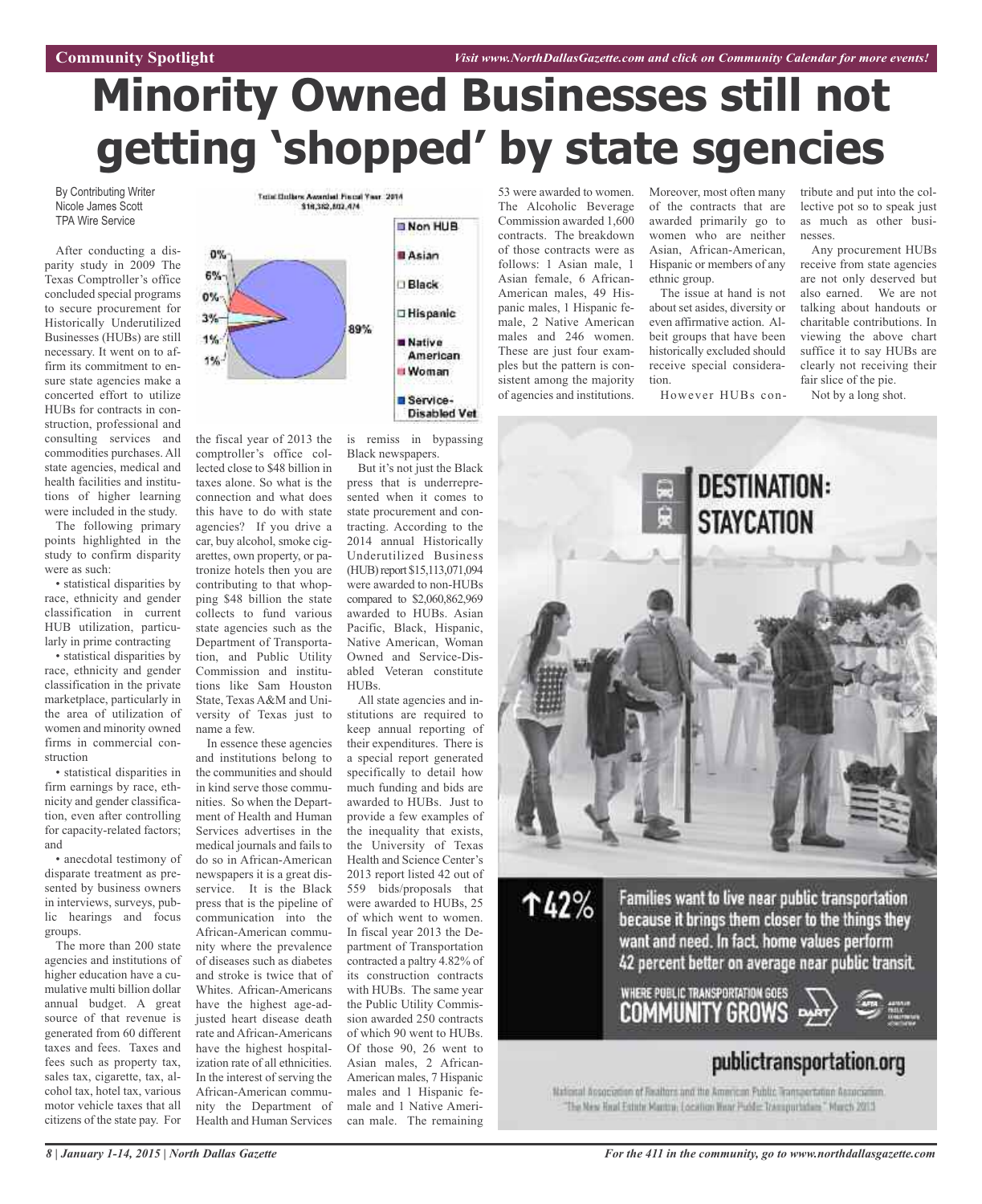# Minority Owned Businesses still not getting 'shopped' by state sgencies

By Contributing Writer
Nicole James Scott
TPA Wire Service

After conducting a disparity study in 2009 The Texas Comptroller's office concluded special programs to secure procurement for Historically Underutilized Businesses (HUBs) are still necessary. It went on to affirm its commitment to ensure state agencies make a concerted effort to utilize HUBs for contracts in construction, professional and consulting services and commodities purchases. All state agencies, medical and health facilities and institutions of higher learning were included in the study.

The following primary points highlighted in the study to confirm disparity were as such:

- statistical disparities by race, ethnicity and gender classification in current HUB utilization, particularly in prime contracting
- statistical disparities by race, ethnicity and gender classification in the private marketplace, particularly in the area of utilization of women and minority owned firms in commercial construction
- statistical disparities in firm earnings by race, ethnicity and gender classification, even after controlling for capacity-related factors; and
- anecdotal testimony of disparate treatment as presented by business owners in interviews, surveys, public hearings and focus groups.

The more than 200 state agencies and institutions of higher education have a cumulative multi billion dollar annual budget. A great source of that revenue is generated from 60 different taxes and fees. Taxes and fees such as property tax, sales tax, cigarette, tax, alcohol tax, hotel tax, various motor vehicle taxes that all citizens of the state pay. For the fiscal year of 2013 the comptroller's office collected close to $48 billion in taxes alone. So what is the connection and what does this have to do with state agencies? If you drive a car, buy alcohol, smoke cigarettes, own property, or patronize hotels then you are contributing to that whopping $48 billion the state collects to fund various state agencies such as the Department of Transportation, and Public Utility Commission and institutions like Sam Houston State, Texas A&M and University of Texas just to name a few.

Total Dollars Awarded Fiscal Year 2014
$16,382,803,474

| Category | Share |
|---|---|
| Non HUB | 89% |
| Asian | 6% |
| Black | 0% |
| Hispanic | 3% |
| Native American | 0% |
| Woman | 1% |
| Service-Disabled Vet | 1% |

In essence these agencies and institutions belong to the communities and should in kind serve those communities. So when the Department of Health and Human Services advertises in the medical journals and fails to do so in African-American newspapers it is a great disservice. It is the Black press that is the pipeline of communication into the African-American community where the prevalence of diseases such as diabetes and stroke is twice that of Whites. African-Americans have the highest age-adjusted heart disease death rate and African-Americans have the highest hospitalization rate of all ethnicities. In the interest of serving the African-American community the Department of Health and Human Services is remiss in bypassing Black newspapers.

But it's not just the Black press that is underrepresented when it comes to state procurement and contracting. According to the 2014 annual Historically Underutilized Business (HUB) report $15,113,071,094 were awarded to non-HUBs compared to $2,060,862,969 awarded to HUBs. Asian Pacific, Black, Hispanic, Native American, Woman Owned and Service-Disabled Veteran constitute HUBs.

All state agencies and institutions are required to keep annual reporting of their expenditures. There is a special report generated specifically to detail how much funding and bids are awarded to HUBs. Just to provide a few examples of the inequality that exists, the University of Texas Health and Science Center's 2013 report listed 42 out of 559 bids/proposals that were awarded to HUBs, 25 of which went to women. In fiscal year 2013 the Department of Transportation contracted a paltry 4.82% of its construction contracts with HUBs. The same year the Public Utility Commission awarded 250 contracts of which 90 went to HUBs. Of those 90, 26 went to Asian males, 2 African-American males, 7 Hispanic males and 1 Hispanic female and 1 Native American male. The remaining 53 were awarded to women. The Alcoholic Beverage Commission awarded 1,600 contracts. The breakdown of those contracts were as follows: 1 Asian male, 1 Asian female, 6 African-American males, 49 Hispanic males, 1 Hispanic female, 2 Native American males and 246 women. These are just four examples but the pattern is consistent among the majority of agencies and institutions.

Moreover, most often many of the contracts that are awarded primarily go to women who are neither Asian, African-American, Hispanic or members of any ethnic group.

The issue at hand is not about set asides, diversity or even affirmative action. Albeit groups that have been historically excluded should receive special consideration.

However HUBs contribute and put into the collective pot so to speak just as much as other businesses.

Any procurement HUBs receive from state agencies are not only deserved but also earned. We are not talking about handouts or charitable contributions. In viewing the above chart suffice it to say HUBs are clearly not receiving their fair slice of the pie.

Not by a long shot.

**DESTINATION: STAYCATION**

↑42%

Families want to live near public transportation because it brings them closer to the things they want and need. In fact, home values perform 42 percent better on average near public transit.

WHERE PUBLIC TRANSPORTATION GOES
COMMUNITY GROWS

publictransportation.org

National Association of Realtors and the American Public Transportation Association. "The New Real Estate Mantra: Location Near Public Transportation." March 2013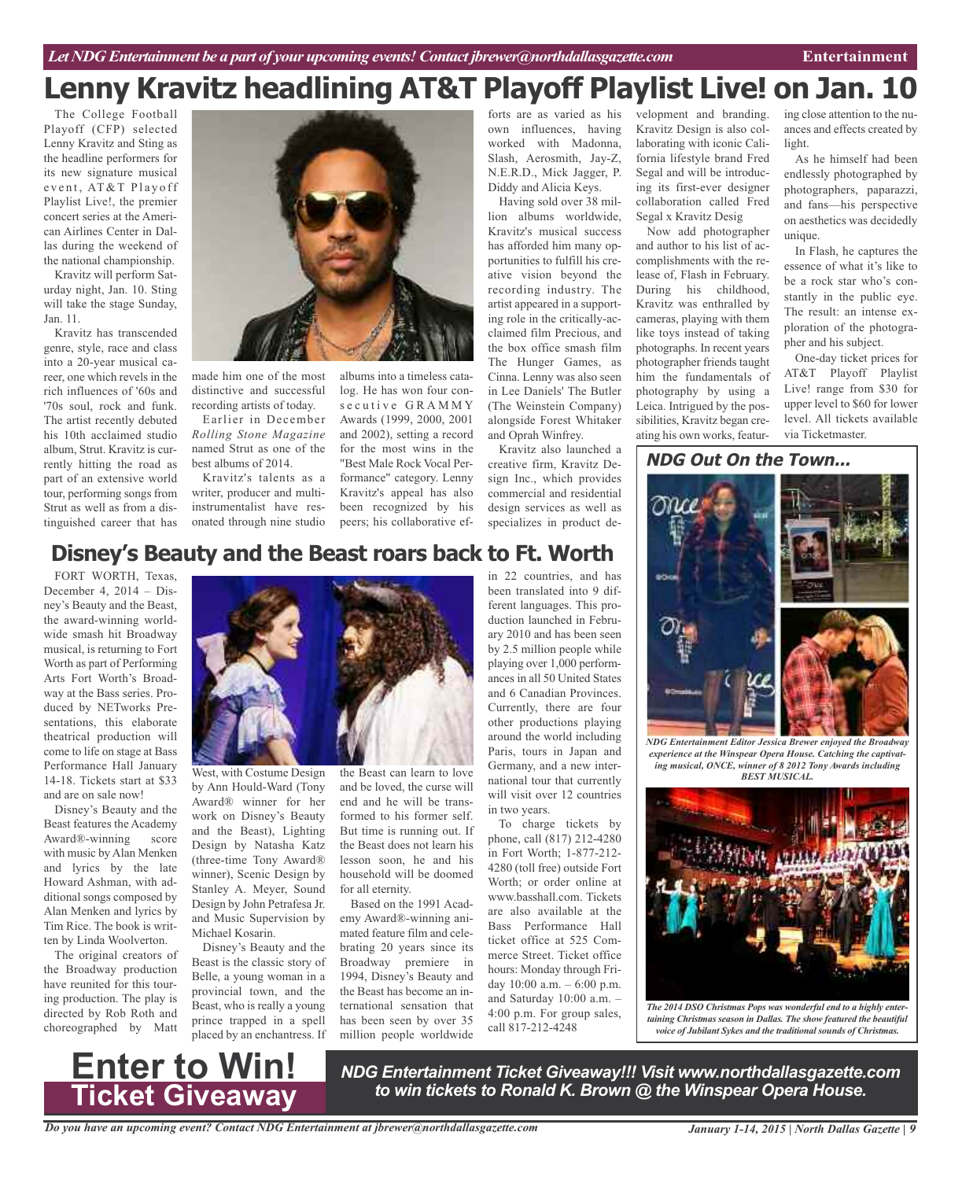# Lenny Kravitz headlining AT&T Playoff Playlist Live! on Jan. 10

The College Football Playoff (CFP) selected Lenny Kravitz and Sting as the headline performers for its new signature musical event, AT&T Playoff Playlist Live!, the premier concert series at the American Airlines Center in Dallas during the weekend of the national championship.

Kravitz will perform Saturday night, Jan. 10. Sting will take the stage Sunday, Jan. 11.

Kravitz has transcended genre, style, race and class into a 20-year musical career, one which revels in the rich influences of '60s and '70s soul, rock and funk. The artist recently debuted his 10th acclaimed studio album, Strut. Kravitz is currently hitting the road as part of an extensive world tour, performing songs from Strut as well as from a distinguished career that has made him one of the most distinctive and successful recording artists of today.

Earlier in December *Rolling Stone Magazine* named Strut as one of the best albums of 2014.

Kravitz's talents as a writer, producer and multi-instrumentalist have resonated through nine studio albums into a timeless catalog. He has won four consecutive GRAMMY Awards (1999, 2000, 2001 and 2002), setting a record for the most wins in the "Best Male Rock Vocal Performance" category. Lenny Kravitz's appeal has also been recognized by his peers; his collaborative efforts are as varied as his own influences, having worked with Madonna, Slash, Aerosmith, Jay-Z, N.E.R.D., Mick Jagger, P. Diddy and Alicia Keys.

Having sold over 38 million albums worldwide, Kravitz's musical success has afforded him many opportunities to fulfill his creative vision beyond the recording industry. The artist appeared in a supporting role in the critically-acclaimed film Precious, and the box office smash film The Hunger Games, as Cinna. Lenny was also seen in Lee Daniels' The Butler (The Weinstein Company) alongside Forest Whitaker and Oprah Winfrey.

Kravitz also launched a creative firm, Kravitz Design Inc., which provides commercial and residential design services as well as specializes in product development and branding. Kravitz Design is also collaborating with iconic California lifestyle brand Fred Segal and will be introducing its first-ever designer collaboration called Fred Segal x Kravitz Desig

Now add photographer and author to his list of accomplishments with the release of, Flash in February. During his childhood, Kravitz was enthralled by cameras, playing with them like toys instead of taking photographs. In recent years photographer friends taught him the fundamentals of photography by using a Leica. Intrigued by the possibilities, Kravitz began creating his own works, featuring close attention to the nuances and effects created by light.

As he himself had been endlessly photographed by photographers, paparazzi, and fans—his perspective on aesthetics was decidedly unique.

In Flash, he captures the essence of what it's like to be a rock star who's constantly in the public eye. The result: an intense exploration of the photographer and his subject.

One-day ticket prices for AT&T Playoff Playlist Live! range from $30 for upper level to $60 for lower level. All tickets available via Ticketmaster.

## Disney's Beauty and the Beast roars back to Ft. Worth

FORT WORTH, Texas, December 4, 2014 – Disney's Beauty and the Beast, the award-winning worldwide smash hit Broadway musical, is returning to Fort Worth as part of Performing Arts Fort Worth's Broadway at the Bass series. Produced by NETworks Presentations, this elaborate theatrical production will come to life on stage at Bass Performance Hall January 14-18. Tickets start at $33 and are on sale now!

Disney's Beauty and the Beast features the Academy Award®-winning score with music by Alan Menken and lyrics by the late Howard Ashman, with additional songs composed by Alan Menken and lyrics by Tim Rice. The book is written by Linda Woolverton.

The original creators of the Broadway production have reunited for this touring production. The play is directed by Rob Roth and choreographed by Matt West, with Costume Design by Ann Hould-Ward (Tony Award® winner for her work on Disney's Beauty and the Beast), Lighting Design by Natasha Katz (three-time Tony Award® winner), Scenic Design by Stanley A. Meyer, Sound Design by John Petrafesa Jr. and Music Supervision by Michael Kosarin.

Disney's Beauty and the Beast is the classic story of Belle, a young woman in a provincial town, and the Beast, who is really a young prince trapped in a spell placed by an enchantress. If the Beast can learn to love and be loved, the curse will end and he will be transformed to his former self. But time is running out. If the Beast does not learn his lesson soon, he and his household will be doomed for all eternity.

Based on the 1991 Academy Award®-winning animated feature film and celebrating 20 years since its Broadway premiere in 1994, Disney's Beauty and the Beast has become an international sensation that has been seen by over 35 million people worldwide in 22 countries, and has been translated into 9 different languages. This production launched in February 2010 and has been seen by 2.5 million people while playing over 1,000 performances in all 50 United States and 6 Canadian Provinces. Currently, there are four other productions playing around the world including Paris, tours in Japan and Germany, and a new international tour that currently will visit over 12 countries in two years.

To charge tickets by phone, call (817) 212-4280 in Fort Worth; 1-877-212-4280 (toll free) outside Fort Worth; or order online at www.basshall.com. Tickets are also available at the Bass Performance Hall ticket office at 525 Commerce Street. Ticket office hours: Monday through Friday 10:00 a.m. – 6:00 p.m. and Saturday 10:00 a.m. – 4:00 p.m. For group sales, call 817-212-4248

### NDG Out On the Town...

*NDG Entertainment Editor Jessica Brewer enjoyed the Broadway experience at the Winspear Opera House. Catching the captivating musical, ONCE, winner of 8 2012 Tony Awards including BEST MUSICAL.*

*The 2014 DSO Christmas Pops was wonderful end to a highly entertaining Christmas season in Dallas. The show featured the beautiful voice of Jubilant Sykes and the traditional sounds of Christmas.*

## Enter to Win! Ticket Giveaway

***NDG Entertainment Ticket Giveaway!!! Visit www.northdallasgazette.com to win tickets to Ronald K. Brown @ the Winspear Opera House.***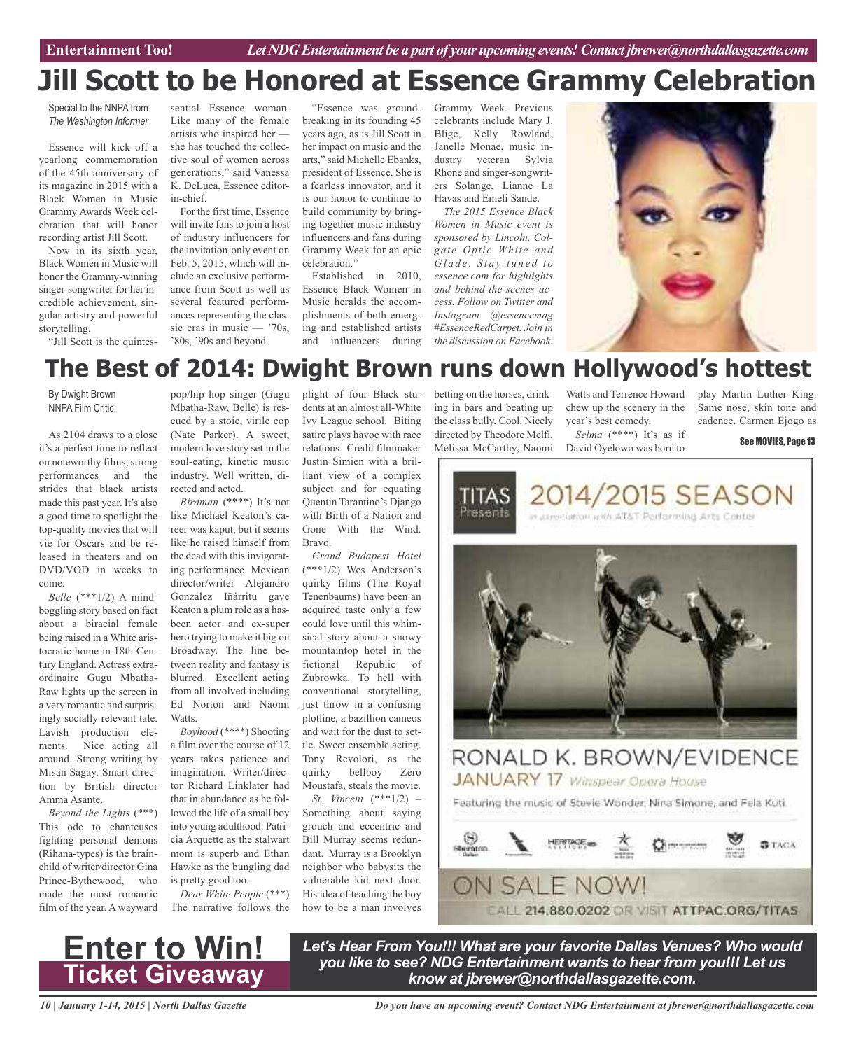Entertainment Too! *Let NDG Entertainment be a part of your upcoming events! Contact jbrewer@northdallasgazette.com*

# Jill Scott to be Honored at Essence Grammy Celebration

Special to the NNPA from *The Washington Informer*

Essence will kick off a yearlong commemoration of the 45th anniversary of its magazine in 2015 with a Black Women in Music Grammy Awards Week celebration that will honor recording artist Jill Scott.

Now in its sixth year, Black Women in Music will honor the Grammy-winning singer-songwriter for her incredible achievement, singular artistry and powerful storytelling.

"Jill Scott is the quintessential Essence woman. Like many of the female artists who inspired her — she has touched the collective soul of women across generations," said Vanessa K. DeLuca, Essence editor-in-chief.

For the first time, Essence will invite fans to join a host of industry influencers for the invitation-only event on Feb. 5, 2015, which will include an exclusive performance from Scott as well as several featured performances representing the classic eras in music — '70s, '80s, '90s and beyond.

"Essence was groundbreaking in its founding 45 years ago, as is Jill Scott in her impact on music and the arts," said Michelle Ebanks, president of Essence. She is a fearless innovator, and it is our honor to continue to build community by bringing together music industry influencers and fans during Grammy Week for an epic celebration."

Established in 2010, Essence Black Women in Music heralds the accomplishments of both emerging and established artists and influencers during Grammy Week. Previous celebrants include Mary J. Blige, Kelly Rowland, Janelle Monae, music industry veteran Sylvia Rhone and singer-songwriters Solange, Lianne La Havas and Emeli Sande.

*The 2015 Essence Black Women in Music event is sponsored by Lincoln, Colgate Optic White and Glade. Stay tuned to essence.com for highlights and behind-the-scenes access. Follow on Twitter and Instagram @essencemag #EssenceRedCarpet. Join in the discussion on Facebook.*

# The Best of 2014: Dwight Brown runs down Hollywood's hottest

By Dwight Brown
NNPA Film Critic

As 2104 draws to a close it's a perfect time to reflect on noteworthy films, strong performances and the strides that black artists made this past year. It's also a good time to spotlight the top-quality movies that will vie for Oscars and be released in theaters and on DVD/VOD in weeks to come.

*Belle* (***1/2) A mind-boggling story based on fact about a biracial female being raised in a White aristocratic home in 18th Century England. Actress extraordinaire Gugu Mbatha-Raw lights up the screen in a very romantic and surprisingly socially relevant tale. Lavish production elements. Nice acting all around. Strong writing by Misan Sagay. Smart direction by British director Amma Asante.

*Beyond the Lights* (***) This ode to chanteuses fighting personal demons (Rihana-types) is the brainchild of writer/director Gina Prince-Bythewood, who made the most romantic film of the year. A wayward pop/hip hop singer (Gugu Mbatha-Raw, Belle) is rescued by a stoic, virile cop (Nate Parker). A sweet, modern love story set in the soul-eating, kinetic music industry. Well written, directed and acted.

*Birdman* (****) It's not like Michael Keaton's career was kaput, but it seems like he raised himself from the dead with this invigorating performance. Mexican director/writer Alejandro González Iñárritu gave Keaton a plum role as a has-been actor and ex-super hero trying to make it big on Broadway. The line between reality and fantasy is blurred. Excellent acting from all involved including Ed Norton and Naomi Watts.

*Boyhood* (****) Shooting a film over the course of 12 years takes patience and imagination. Writer/director Richard Linklater had that in abundance as he followed the life of a small boy into young adulthood. Patricia Arquette as the stalwart mom is superb and Ethan Hawke as the bungling dad is pretty good too.

*Dear White People* (***) The narrative follows the plight of four Black students at an almost all-White Ivy League school. Biting satire plays havoc with race relations. Credit filmmaker Justin Simien with a brilliant view of a complex subject and for equating Quentin Tarantino's Django with Birth of a Nation and Gone With the Wind. Bravo.

*Grand Budapest Hotel* (***1/2) Wes Anderson's quirky films (The Royal Tenenbaums) have been an acquired taste only a few could love until this whimsical story about a snowy mountaintop hotel in the fictional Republic of Zubrowka. To hell with conventional storytelling, just throw in a confusing plotline, a bazillion cameos and wait for the dust to settle. Sweet ensemble acting. Tony Revolori, as the quirky bellboy Zero Moustafa, steals the movie.

*St. Vincent* (***1/2) – Something about saying grouch and eccentric and Bill Murray seems redundant. Murray is a Brooklyn neighbor who babysits the vulnerable kid next door. His idea of teaching the boy how to be a man involves betting on the horses, drinking in bars and beating up the class bully. Cool. Nicely directed by Theodore Melfi. Melissa McCarthy, Naomi Watts and Terrence Howard chew up the scenery in the year's best comedy.

*Selma* (****) It's as if David Oyelowo was born to play Martin Luther King. Same nose, skin tone and cadence. Carmen Ejogo as

**See MOVIES, Page 13**

TITAS Presents 2014/2015 SEASON in association with AT&T Performing Arts Center

RONALD K. BROWN/EVIDENCE
JANUARY 17 Winspear Opera House

Featuring the music of Stevie Wonder, Nina Simone, and Fela Kuti.

ON SALE NOW!
CALL 214.880.0202 OR VISIT ATTPAC.ORG/TITAS

**Enter to Win!**
**Ticket Giveaway**

***Let's Hear From You!!! What are your favorite Dallas Venues? Who would you like to see? NDG Entertainment wants to hear from you!!! Let us know at jbrewer@northdallasgazette.com.***

*Do you have an upcoming event? Contact NDG Entertainment at jbrewer@northdallasgazette.com*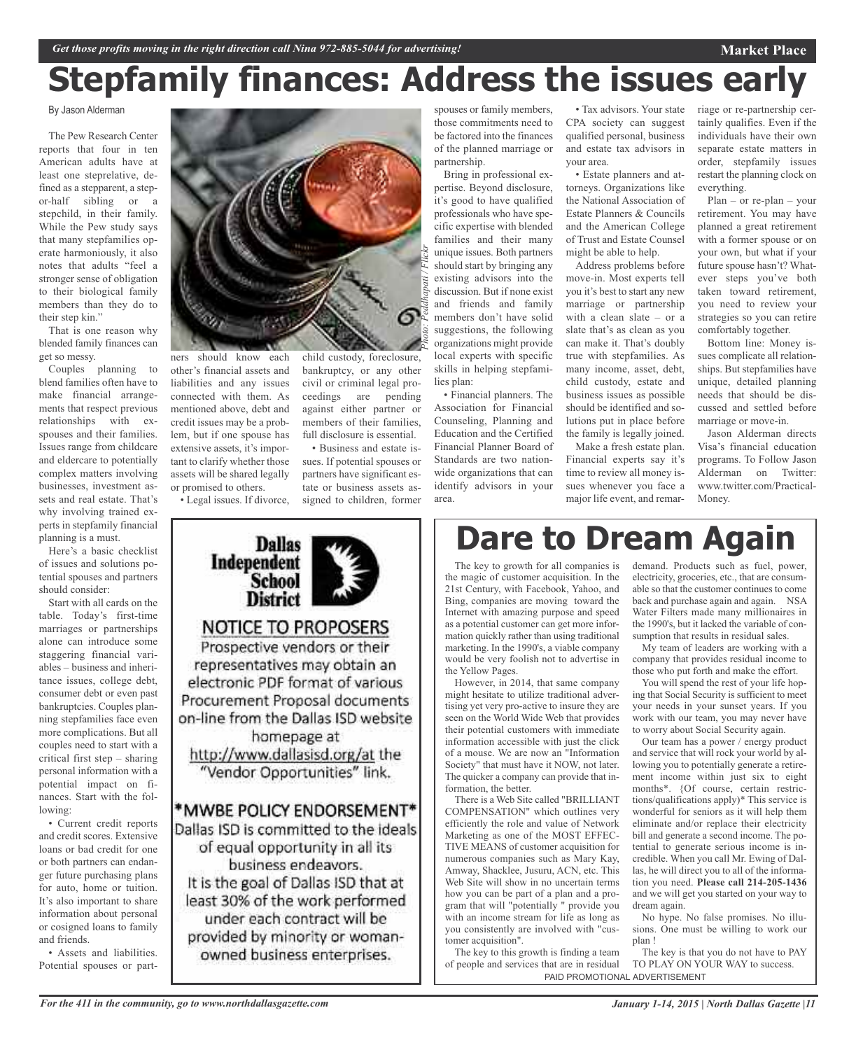# Stepfamily finances: Address the issues early

By Jason Alderman

The Pew Research Center reports that four in ten American adults have at least one steprelative, defined as a stepparent, a step-or-half sibling or a stepchild, in their family. While the Pew study says that many stepfamilies operate harmoniously, it also notes that adults "feel a stronger sense of obligation to their biological family members than they do to their step kin."

That is one reason why blended family finances can get so messy.

Couples planning to blend families often have to make financial arrangements that respect previous relationships with ex-spouses and their families. Issues range from childcare and eldercare to potentially complex matters involving businesses, investment assets and real estate. That's why involving trained experts in stepfamily financial planning is a must.

Here's a basic checklist of issues and solutions potential spouses and partners should consider:

Start with all cards on the table. Today's first-time marriages or partnerships alone can introduce some staggering financial variables – business and inheritance issues, college debt, consumer debt or even past bankruptcies. Couples planning stepfamilies face even more complications. But all couples need to start with a critical first step – sharing personal information with a potential impact on finances. Start with the following:

• Current credit reports and credit scores. Extensive loans or bad credit for one or both partners can endanger future purchasing plans for auto, home or tuition. It's also important to share information about personal or cosigned loans to family and friends.

• Assets and liabilities. Potential spouses or partners should know each other's financial assets and liabilities and any issues connected with them. As mentioned above, debt and credit issues may be a problem, but if one spouse has extensive assets, it's important to clarify whether those assets will be shared legally or promised to others.

• Legal issues. If divorce, child custody, foreclosure, bankruptcy, or any other civil or criminal legal proceedings are pending against either partner or members of their families, full disclosure is essential.

• Business and estate issues. If potential spouses or partners have significant estate or business assets assigned to children, former spouses or family members, those commitments need to be factored into the finances of the planned marriage or partnership.

Bring in professional expertise. Beyond disclosure, it's good to have qualified professionals who have specific expertise with blended families and their many unique issues. Both partners should start by bringing any existing advisors into the discussion. But if none exist and friends and family members don't have solid suggestions, the following organizations might provide local experts with specific skills in helping stepfamilies plan:

Photo: Peddhapati / Flickr

• Financial planners. The Association for Financial Counseling, Planning and Education and the Certified Financial Planner Board of Standards are two nationwide organizations that can identify advisors in your area.

• Tax advisors. Your state CPA society can suggest qualified personal, business and estate tax advisors in your area.

• Estate planners and attorneys. Organizations like the National Association of Estate Planners & Councils and the American College of Trust and Estate Counsel might be able to help.

Address problems before move-in. Most experts tell you it's best to start any new marriage or partnership with a clean slate – or a slate that's as clean as you can make it. That's doubly true with stepfamilies. As many income, asset, debt, child custody, estate and business issues as possible should be identified and solutions put in place before the family is legally joined.

Make a fresh estate plan. Financial experts say it's time to review all money issues whenever you face a major life event, and remarriage or re-partnership certainly qualifies. Even if the individuals have their own separate estate matters in order, stepfamily issues restart the planning clock on everything.

Plan – or re-plan – your retirement. You may have planned a great retirement with a former spouse or on your own, but what if your future spouse hasn't? Whatever steps you've both taken toward retirement, you need to review your strategies so you can retire comfortably together.

Bottom line: Money issues complicate all relationships. But stepfamilies have unique, detailed planning needs that should be discussed and settled before marriage or move-in.

Jason Alderman directs Visa's financial education programs. To Follow Jason Alderman on Twitter: www.twitter.com/Practical-Money.

---

**Dallas Independent School District**

## NOTICE TO PROPOSERS

Prospective vendors or their representatives may obtain an electronic PDF format of various Procurement Proposal documents on-line from the Dallas ISD website homepage at http://www.dallasisd.org/at the "Vendor Opportunities" link.

**\*MWBE POLICY ENDORSEMENT\***

Dallas ISD is committed to the ideals of equal opportunity in all its business endeavors. It is the goal of Dallas ISD that at least 30% of the work performed under each contract will be provided by minority or woman-owned business enterprises.

---

# Dare to Dream Again

The key to growth for all companies is the magic of customer acquisition. In the 21st Century, with Facebook, Yahoo, and Bing, companies are moving toward the Internet with amazing purpose and speed as a potential customer can get more information quickly rather than using traditional marketing. In the 1990's, a viable company would be very foolish not to advertise in the Yellow Pages.

However, in 2014, that same company might hesitate to utilize traditional advertising yet very pro-active to insure they are seen on the World Wide Web that provides their potential customers with immediate information accessible with just the click of a mouse. We are now an "Information Society" that must have it NOW, not later. The quicker a company can provide that information, the better.

There is a Web Site called "BRILLIANT COMPENSATION" which outlines very efficiently the role and value of Network Marketing as one of the MOST EFFECTIVE MEANS of customer acquisition for numerous companies such as Mary Kay, Amway, Shacklee, Jusuru, ACN, etc. This Web Site will show in no uncertain terms how you can be part of a plan and a program that will "potentially " provide you with an income stream for life as long as you consistently are involved with "customer acquisition".

The key to this growth is finding a team of people and services that are in residual demand. Products such as fuel, power, electricity, groceries, etc., that are consumable so that the customer continues to come back and purchase again and again. NSA Water Filters made many millionaires in the 1990's, but it lacked the variable of consumption that results in residual sales.

My team of leaders are working with a company that provides residual income to those who put forth and make the effort.

You will spend the rest of your life hoping that Social Security is sufficient to meet your needs in your sunset years. If you work with our team, you may never have to worry about Social Security again.

Our team has a power / energy product and service that will rock your world by allowing you to potentially generate a retirement income within just six to eight months\*. {Of course, certain restrictions/qualifications apply}\* This service is wonderful for seniors as it will help them eliminate and/or replace their electricity bill and generate a second income. The potential to generate serious income is incredible. When you call Mr. Ewing of Dallas, he will direct you to all of the information you need. **Please call 214-205-1436** and we will get you started on your way to dream again.

No hype. No false promises. No illusions. One must be willing to work our plan !

The key is that you do not have to PAY TO PLAY ON YOUR WAY to success.

PAID PROMOTIONAL ADVERTISEMENT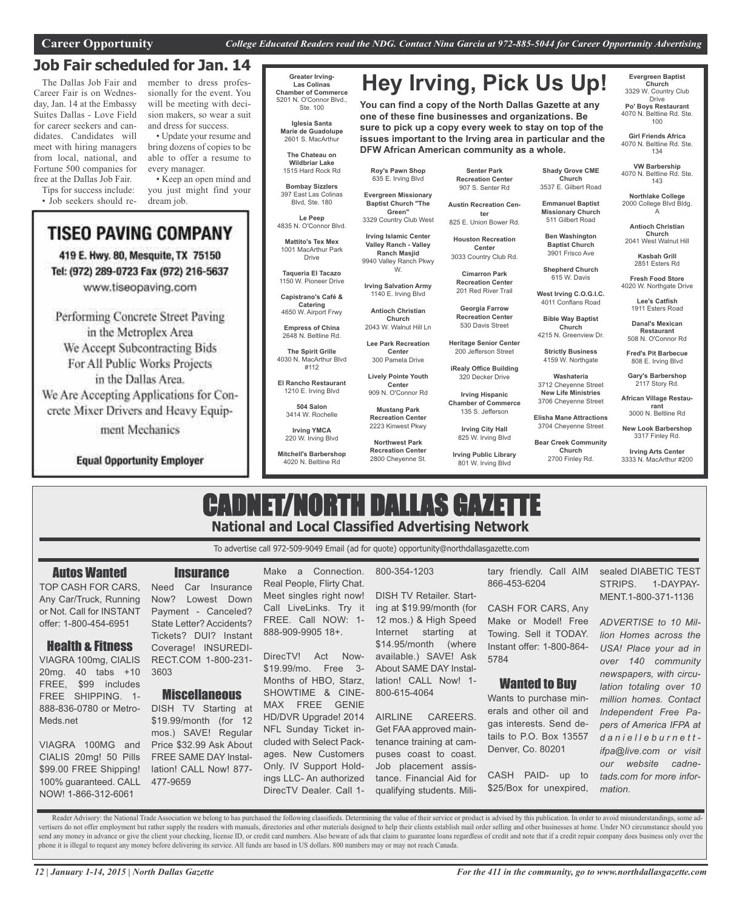**Career Opportunity** *College Educated Readers read the NDG. Contact Nina Garcia at 972-885-5044 for Career Opportunity Advertising*

## Job Fair scheduled for Jan. 14

The Dallas Job Fair and Career Fair is on Wednesday, Jan. 14 at the Embassy Suites Dallas - Love Field for career seekers and candidates. Candidates will meet with hiring managers from local, national, and Fortune 500 companies for free at the Dallas Job Fair.

Tips for success include:

- Job seekers should remember to dress professionally for the event. You will be meeting with decision makers, so wear a suit and dress for success.
- Update your resume and bring dozens of copies to be able to offer a resume to every manager.
- Keep an open mind and you just might find your dream job.

## TISEO PAVING COMPANY

419 E. Hwy. 80, Mesquite, TX 75150
Tel: (972) 289-0723 Fax (972) 216-5637
www.tiseopaving.com

Performing Concrete Street Paving in the Metroplex Area
We Accept Subcontracting Bids For All Public Works Projects in the Dallas Area.
We Are Accepting Applications for Concrete Mixer Drivers and Heavy Equipment Mechanics

**Equal Opportunity Employer**

## Hey Irving, Pick Us Up!

**You can find a copy of the North Dallas Gazette at any one of these fine businesses and organizations. Be sure to pick up a copy every week to stay on top of the issues important to the Irving area in particular and the DFW African American community as a whole.**

**Greater Irving-Las Colinas Chamber of Commerce**
5201 N. O'Connor Blvd., Ste. 100

**Iglesia Santa Marie de Guadolupe**
2601 S. MacArthur

**The Chateau on Wildbriar Lake**
1515 Hard Rock Rd

**Bombay Sizzlers**
397 East Las Colinas Blvd, Ste. 180

**Le Peep**
4835 N. O'Connor Blvd.

**Mattito's Tex Mex**
1001 MacArthur Park Drive

**Taqueria El Tacazo**
1150 W. Pioneer Drive

**Capistrano's Café & Catering**
4650 W. Airport Frwy

**Empress of China**
2648 N. Beltline Rd.

**The Spirit Grille**
4030 N. MacArthur Blvd #112

**El Rancho Restaurant**
1210 E. Irving Blvd

**504 Salon**
3414 W. Rochelle

**Irving YMCA**
220 W. Irving Blvd

**Mitchell's Barbershop**
4020 N. Beltline Rd

**Roy's Pawn Shop**
635 E. Irving Blvd

**Evergreen Missionary Baptist Church "The Green"**
3329 Country Club West

**Irving Islamic Center Valley Ranch - Valley Ranch Masjid**
9940 Valley Ranch Pkwy W.

**Irving Salvation Army**
1140 E. Irving Blvd

**Antioch Christian Church**
2043 W. Walnut Hill Ln

**Lee Park Recreation Center**
300 Pamela Drive

**Lively Pointe Youth Center**
909 N. O'Connor Rd

**Mustang Park Recreation Center**
2223 Kinwest Pkwy

**Northwest Park Recreation Center**
2800 Cheyenne St.

**Senter Park Recreation Center**
907 S. Senter Rd

**Austin Recreation Center**
825 E. Union Bower Rd.

**Houston Recreation Center**
3033 Country Club Rd.

**Cimarron Park Recreation Center**
201 Red River Trail

**Georgia Farrow Recreation Center**
530 Davis Street

**Heritage Senior Center**
200 Jefferson Street

**iRealy Office Building**
320 Decker Drive

**Irving Hispanic Chamber of Commerce**
135 S. Jefferson

**Irving City Hall**
825 W. Irving Blvd

**Irving Public Library**
801 W. Irving Blvd

**Shady Grove CME Church**
3537 E. Gilbert Road

**Emmanuel Baptist Missionary Church**
511 Gilbert Road

**Ben Washington Baptist Church**
3901 Frisco Ave

**Shepherd Church**
615 W. Davis

**West Irving C.O.G.I.C.**
4011 Conflans Road

**Bible Way Baptist Church**
4215 N. Greenview Dr.

**Strictly Business**
4159 W. Northgate

**Washateria**
3712 Cheyenne Street

**New Life Ministries**
3706 Cheyenne Street

**Elisha Mane Attractions**
3704 Cheyenne Street

**Bear Creek Community Church**
2700 Finley Rd.

**Evergreen Baptist Church**
3329 W. Country Club Drive

**Po' Boys Restaurant**
4070 N. Beltline Rd. Ste. 100

**Girl Friends Africa**
4070 N. Beltline Rd. Ste. 134

**VW Barbership**
4070 N. Beltline Rd. Ste. 143

**Northlake College**
2000 College Blvd Bldg. A

**Antioch Christian Church**
2041 West Walnut Hill

**Kasbah Grill**
2851 Esters Rd

**Fresh Food Store**
4020 W. Northgate Drive

**Lee's Catfish**
1911 Esters Road

**Danal's Mexican Restaurant**
508 N. O'Connor Rd

**Fred's Pit Barbecue**
808 E. Irving Blvd

**Gary's Barbershop**
2117 Story Rd.

**African Village Restaurant**
3000 N. Beltline Rd

**New Look Barbershop**
3317 Finley Rd.

**Irving Arts Center**
3333 N. MacArthur #200

# CADNET/NORTH DALLAS GAZETTE

**National and Local Classified Advertising Network**

To advertise call 972-509-9049 Email (ad for quote) opportunity@northdallasgazette.com

### Autos Wanted

TOP CASH FOR CARS, Any Car/Truck, Running or Not. Call for INSTANT offer: 1-800-454-6951

### Health & Fitness

VIAGRA 100mg, CIALIS 20mg. 40 tabs +10 FREE, $99 includes FREE SHIPPING. 1-888-836-0780 or Metro-Meds.net

VIAGRA 100MG and CIALIS 20mg! 50 Pills $99.00 FREE Shipping! 100% guaranteed. CALL NOW! 1-866-312-6061

### Insurance

Need Car Insurance Now? Lowest Down Payment - Canceled? State Letter? Accidents? Tickets? DUI? Instant Coverage! INSUREDIRECT.COM 1-800-231-3603

### Miscellaneous

DISH TV Starting at $19.99/month (for 12 mos.) SAVE! Regular Price $32.99 Ask About FREE SAME DAY Installation! CALL Now! 877-477-9659

Make a Connection. Real People, Flirty Chat. Meet singles right now! Call LiveLinks. Try it FREE. Call NOW: 1-888-909-9905 18+.

DirecTV! Act Now- $19.99/mo. Free 3-Months of HBO, Starz, SHOWTIME & CINEMAX FREE GENIE HD/DVR Upgrade! 2014 NFL Sunday Ticket included with Select Packages. New Customers Only. IV Support Holdings LLC- An authorized DirecTV Dealer. Call 1-800-354-1203

DISH TV Retailer. Starting at $19.99/month (for 12 mos.) & High Speed Internet starting at $14.95/month (where available.) SAVE! Ask About SAME DAY Installation! CALL Now! 1-800-615-4064

AIRLINE CAREERS. Get FAA approved maintenance training at campuses coast to coast. Job placement assistance. Financial Aid for qualifying students. Military friendly. Call AIM 866-453-6204

CASH FOR CARS, Any Make or Model! Free Towing. Sell it TODAY. Instant offer: 1-800-864-5784

### Wanted to Buy

Wants to purchase minerals and other oil and gas interests. Send details to P.O. Box 13557 Denver, Co. 80201

CASH PAID- up to $25/Box for unexpired, sealed DIABETIC TEST STRIPS. 1-DAYPAYMENT.1-800-371-1136

*ADVERTISE to 10 Million Homes across the USA! Place your ad in over 140 community newspapers, with circulation totaling over 10 million homes. Contact Independent Free Papers of America IFPA at danielleburnett-ifpa@live.com or visit our website cadnetads.com for more information.*

Reader Advisory: the National Trade Association we belong to has purchased the following classifieds. Determining the value of their service or product is advised by this publication. In order to avoid misunderstandings, some advertisers do not offer employment but rather supply the readers with manuals, directories and other materials designed to help their clients establish mail order selling and other businesses at home. Under NO circumstance should you send any money in advance or give the client your checking, license ID, or credit card numbers. Also beware of ads that claim to guarantee loans regardless of credit and note that if a credit repair company does business only over the phone it is illegal to request any money before delivering its service. All funds are based in US dollars. 800 numbers may or may not reach Canada.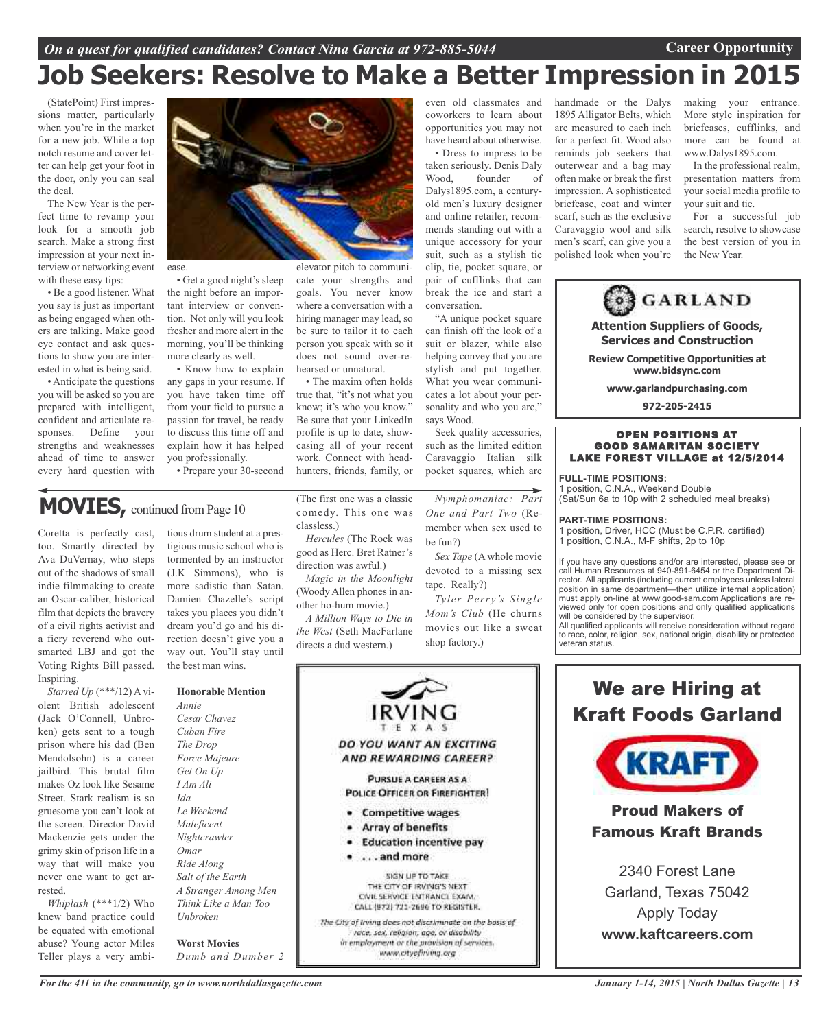*On a quest for qualified candidates? Contact Nina Garcia at 972-885-5044*

**Career Opportunity**

# Job Seekers: Resolve to Make a Better Impression in 2015

(StatePoint) First impressions matter, particularly when you're in the market for a new job. While a top notch resume and cover letter can help get your foot in the door, only you can seal the deal.

The New Year is the perfect time to revamp your look for a smooth job search. Make a strong first impression at your next interview or networking event with these easy tips:

• Be a good listener. What you say is just as important as being engaged when others are talking. Make good eye contact and ask questions to show you are interested in what is being said.

• Anticipate the questions you will be asked so you are prepared with intelligent, confident and articulate responses. Define your strengths and weaknesses ahead of time to answer every hard question with ease.

• Get a good night's sleep the night before an important interview or convention. Not only will you look fresher and more alert in the morning, you'll be thinking more clearly as well.

• Know how to explain any gaps in your resume. If you have taken time off from your field to pursue a passion for travel, be ready to discuss this time off and explain how it has helped you professionally.

• Prepare your 30-second elevator pitch to communicate your strengths and goals. You never know where a conversation with a hiring manager may lead, so be sure to tailor it to each person you speak with so it does not sound over-rehearsed or unnatural.

• The maxim often holds true that, "it's not what you know; it's who you know." Be sure that your LinkedIn profile is up to date, showcasing all of your recent work. Connect with headhunters, friends, family, or even old classmates and coworkers to learn about opportunities you may not have heard about otherwise.

• Dress to impress to be taken seriously. Denis Daly Wood, founder of Dalys1895.com, a century-old men's luxury designer and online retailer, recommends standing out with a unique accessory for your suit, such as a stylish tie clip, tie, pocket square, or pair of cufflinks that can break the ice and start a conversation.

"A unique pocket square can finish off the look of a suit or blazer, while also helping convey that you are stylish and put together. What you wear communicates a lot about your personality and who you are," says Wood.

Seek quality accessories, such as the limited edition Caravaggio Italian silk pocket squares, which are handmade or the Dalys 1895 Alligator Belts, which are measured to each inch for a perfect fit. Wood also reminds job seekers that outerwear and a bag may often make or break the first impression. A sophisticated briefcase, coat and winter scarf, such as the exclusive Caravaggio wool and silk men's scarf, can give you a polished look when you're making your entrance. More style inspiration for briefcases, cufflinks, and more can be found at www.Dalys1895.com.

In the professional realm, presentation matters from your social media profile to your suit and tie.

For a successful job search, resolve to showcase the best version of you in the New Year.

---

**GARLAND**

**Attention Suppliers of Goods, Services and Construction**

**Review Competitive Opportunities at www.bidsync.com**

**www.garlandpurchasing.com**

**972-205-2415**

---

**OPEN POSITIONS AT GOOD SAMARITAN SOCIETY LAKE FOREST VILLAGE at 12/5/2014**

**FULL-TIME POSITIONS:**
1 position, C.N.A., Weekend Double
(Sat/Sun 6a to 10p with 2 scheduled meal breaks)

**PART-TIME POSITIONS:**
1 position, Driver, HCC (Must be C.P.R. certified)
1 position, C.N.A., M-F shifts, 2p to 10p

If you have any questions and/or are interested, please see or call Human Resources at 940-891-6454 or the Department Director. All applicants (including current employees unless lateral position in same department—then utilize internal application) must apply on-line at www.good-sam.com Applications are reviewed only for open positions and only qualified applications will be considered by the supervisor.
All qualified applicants will receive consideration without regard to race, color, religion, sex, national origin, disability or protected veteran status.

---

## MOVIES, continued from Page 10

Coretta is perfectly cast, too. Smartly directed by Ava DuVernay, who steps out of the shadows of small indie filmmaking to create an Oscar-caliber, historical film that depicts the bravery of a civil rights activist and a fiery reverend who outsmarted LBJ and got the Voting Rights Bill passed. Inspiring.

*Starred Up* (***/12) A violent British adolescent (Jack O'Connell, Unbroken) gets sent to a tough prison where his dad (Ben Mendolsohn) is a career jailbird. This brutal film makes Oz look like Sesame Street. Stark realism is so gruesome you can't look at the screen. Director David Mackenzie gets under the grimy skin of prison life in a way that will make you never one want to get arrested.

*Whiplash* (***1/2) Who knew band practice could be equated with emotional abuse? Young actor Miles Teller plays a very ambitious drum student at a prestigious music school who is tormented by an instructor (J.K Simmons), who is more sadistic than Satan. Damien Chazelle's script takes you places you didn't dream you'd go and his direction doesn't give you a way out. You'll stay until the best man wins.

**Honorable Mention**
*Annie*
*Cesar Chavez*
*Cuban Fire*
*The Drop*
*Force Majeure*
*Get On Up*
*I Am Ali*
*Ida*
*Le Weekend*
*Maleficent*
*Nightcrawler*
*Omar*
*Ride Along*
*Salt of the Earth*
*A Stranger Among Men*
*Think Like a Man Too*
*Unbroken*

**Worst Movies**
*Dumb and Dumber 2* (The first one was a classic comedy. This one was classless.)

*Hercules* (The Rock was good as Herc. Bret Ratner's direction was awful.)

*Magic in the Moonlight* (Woody Allen phones in another ho-hum movie.)

*A Million Ways to Die in the West* (Seth MacFarlane directs a dud western.)

*Nymphomaniac: Part One and Part Two* (Remember when sex used to be fun?)

*Sex Tape* (A whole movie devoted to a missing sex tape. Really?)

*Tyler Perry's Single Mom's Club* (He churns movies out like a sweat shop factory.)

---

**IRVING**
TEXAS

**DO YOU WANT AN EXCITING AND REWARDING CAREER?**

**PURSUE A CAREER AS A POLICE OFFICER OR FIREFIGHTER!**

- Competitive wages
- Array of benefits
- Education incentive pay
- . . . and more

SIGN UP TO TAKE THE CITY OF IRVING'S NEXT CIVIL SERVICE ENTRANCE EXAM. CALL (972) 721-2696 TO REGISTER.

*The City of Irving does not discriminate on the basis of race, sex, religion, age, or disability in employment or the provision of services. www.cityofirving.org*

---

## We are Hiring at Kraft Foods Garland

KRAFT

**Proud Makers of Famous Kraft Brands**

2340 Forest Lane
Garland, Texas 75042
Apply Today
**www.kaftcareers.com**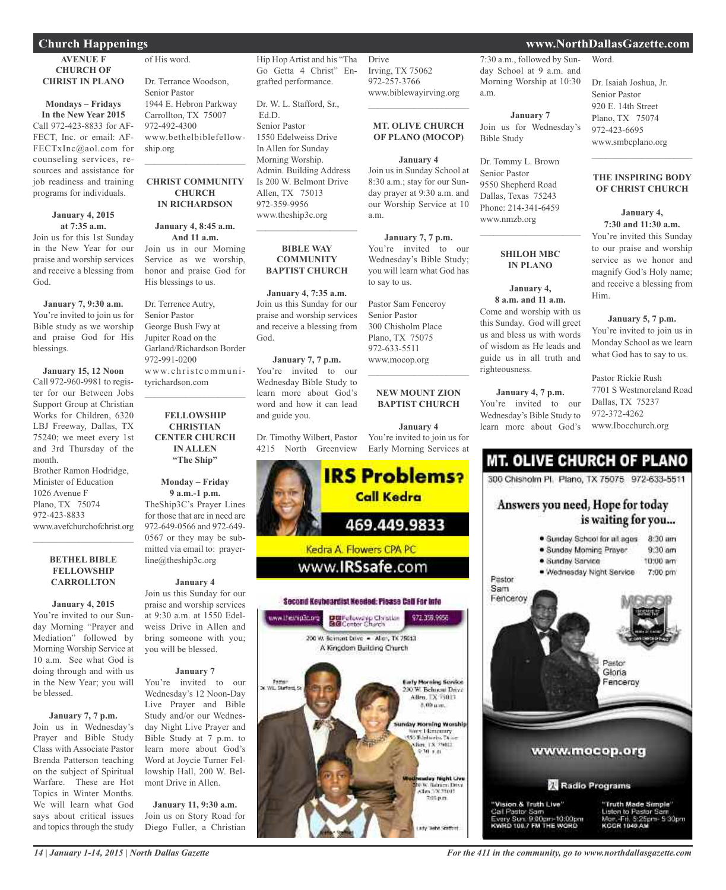## Church Happenings

### AVENUE F CHURCH OF CHRIST IN PLANO

**Mondays – Fridays**
**In the New Year 2015**
Call 972-423-8833 for AFFECT, Inc. or email: AFFECTxInc@aol.com for counseling services, resources and assistance for job readiness and training programs for individuals.

**January 4, 2015 at 7:35 a.m.**
Join us for this 1st Sunday in the New Year for our praise and worship services and receive a blessing from God.

**January 7, 9:30 a.m.**
You're invited to join us for Bible study as we worship and praise God for His blessings.

**January 15, 12 Noon**
Call 972-960-9981 to register for our Between Jobs Support Group at Christian Works for Children, 6320 LBJ Freeway, Dallas, TX 75240; we meet every 1st and 3rd Thursday of the month.

Brother Ramon Hodridge,
Minister of Education
1026 Avenue F
Plano, TX 75074
972-423-8833
www.avefchurchofchrist.org

---

### BETHEL BIBLE FELLOWSHIP CARROLLTON

**January 4, 2015**
You're invited to our Sunday Morning "Prayer and Mediation" followed by Morning Worship Service at 10 a.m. See what God is doing through and with us in the New Year; you will be blessed.

**January 7, 7 p.m.**
Join us in Wednesday's Prayer and Bible Study Class with Associate Pastor Brenda Patterson teaching on the subject of Spiritual Warfare. These are Hot Topics in Winter Months. We will learn what God says about critical issues and topics through the study of His word.

Dr. Terrance Woodson,
Senior Pastor
1944 E. Hebron Parkway
Carrollton, TX 75007
972-492-4300
www.bethelbiblefellowship.org

---

### CHRIST COMMUNITY CHURCH IN RICHARDSON

**January 4, 8:45 a.m. And 11 a.m.**
Join us in our Morning Service as we worship, honor and praise God for His blessings to us.

Dr. Terrence Autry,
Senior Pastor
George Bush Fwy at Jupiter Road on the Garland/Richardson Border
972-991-0200
www.christcommunityrichardson.com

---

### FELLOWSHIP CHRISTIAN CENTER CHURCH IN ALLEN "The Ship"

**Monday – Friday 9 a.m.-1 p.m.**
TheShip3C's Prayer Lines for those that are in need are 972-649-0566 and 972-649-0567 or they may be submitted via email to: prayerline@theship3c.org

**January 4**
Join us this Sunday for our praise and worship services at 9:30 a.m. at 1550 Edelweiss Drive in Allen and bring someone with you; you will be blessed.

**January 7**
You're invited to our Wednesday's 12 Noon-Day Live Prayer and Bible Study and/or our Wednesday Night Live Prayer and Bible Study at 7 p.m. to learn more about God's Word at Joycie Turner Fellowship Hall, 200 W. Belmont Drive in Allen.

**January 11, 9:30 a.m.**
Join us on Story Road for Diego Fuller, a Christian Hip Hop Artist and his "Tha Go Getta 4 Christ" Engrafted performance.

Dr. W. L. Stafford, Sr., Ed.D.
Senior Pastor
1550 Edelweiss Drive
In Allen for Sunday Morning Worship.
Admin. Building Address Is 200 W. Belmont Drive
Allen, TX 75013
972-359-9956
www.theship3c.org

---

### BIBLE WAY COMMUNITY BAPTIST CHURCH

**January 4, 7:35 a.m.**
Join us this Sunday for our praise and worship services and receive a blessing from God.

**January 7, 7 p.m.**
You're invited to our Wednesday Bible Study to learn more about God's word and how it can lead and guide you.

Dr. Timothy Wilbert, Pastor
4215 North Greenview Drive
Irving, TX 75062
972-257-3766
www.biblewayirving.org

---

### MT. OLIVE CHURCH OF PLANO (MOCOP)

**January 4**
Join us in Sunday School at 8:30 a.m.; stay for our Sunday prayer at 9:30 a.m. and our Worship Service at 10 a.m.

**January 7, 7 p.m.**
You're invited to our Wednesday's Bible Study; you will learn what God has to say to us.

Pastor Sam Fenceroy
Senior Pastor
300 Chisholm Place
Plano, TX 75075
972-633-5511
www.mocop.org

---

### NEW MOUNT ZION BAPTIST CHURCH

**January 4**
You're invited to join us for Early Morning Services at 7:30 a.m., followed by Sunday School at 9 a.m. and Morning Worship at 10:30 a.m.

**January 7**
Join us for Wednesday's Bible Study

Dr. Tommy L. Brown
Senior Pastor
9550 Shepherd Road
Dallas, Texas 75243
Phone: 214-341-6459
www.nmzb.org

---

### SHILOH MBC IN PLANO

**January 4, 8 a.m. and 11 a.m.**
Come and worship with us this Sunday. God will greet us and bless us with words of wisdom as He leads and guide us in all truth and righteousness.

**January 4, 7 p.m.**
You're invited to our Wednesday's Bible Study to learn more about God's Word.

Dr. Isaiah Joshua, Jr.
Senior Pastor
920 E. 14th Street
Plano, TX 75074
972-423-6695
www.smbcplano.org

---

### THE INSPIRING BODY OF CHRIST CHURCH

**January 4, 7:30 and 11:30 a.m.**
You're invited this Sunday to our praise and worship service as we honor and magnify God's Holy name; and receive a blessing from Him.

**January 5, 7 p.m.**
You're invited to join us in Monday School as we learn what God has to say to us.

Pastor Rickie Rush
7701 S Westmoreland Road
Dallas, TX 75237
972-372-4262
www.Ibocchurch.org

---

**IRS Problems? Call Kedra**
469.449.9833
Kedra A. Flowers CPA PC
www.IRSsafe.com

---

**Second Keyboardist Needed: Please Call For Info**
www.theship3c.org | Fellowship Christian Center Church | 972.359.9956
200 W. Belmont Drive • Allen, TX 75013
A Kingdom Building Church

Pastor Dr. W.L. Stafford, Sr.

Early Morning Service: 200 W. Belmont Drive, Allen, TX 75013, 8:00 a.m.
Sunday Morning Worship: Story Elementary, 1550 Edelweiss Drive, Allen, TX 75002, 9:30 a.m.
Wednesday Night Live: 200 W. Belmont Drive, Allen, TX 75013, 7:00 p.m.

Lady Jeana Stafford

---

**MT. OLIVE CHURCH OF PLANO**
300 Chisholm Pl. Plano, TX 75075 972-633-5511

Answers you need, Hope for today is waiting for you...

- Sunday School for all ages 8:30 am
- Sunday Morning Prayer 9:30 am
- Sunday Service 10:00 am
- Wednesday Night Service 7:00 pm

Pastor Sam Fenceroy
Pastor Gloria Fenceroy

www.mocop.org

Radio Programs

"Vision & Truth Live" Call Pastor Sam Every Sun. 9:00pm-10:00pm KWRD 100.7 FM THE WORD

"Truth Made Simple" Listen to Pastor Sam Mon.-Fri. 5:25pm- 5:30pm KCGR 1040 AM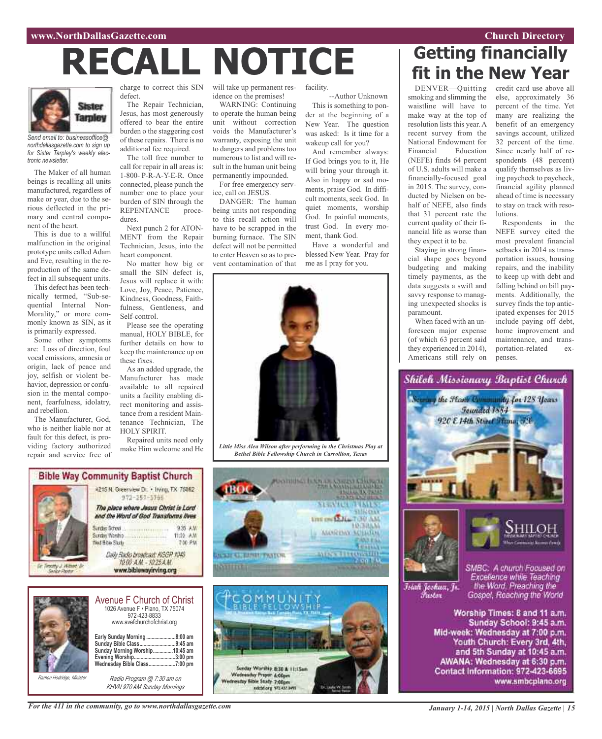# RECALL NOTICE

Send email to: businessoffice@northdallasgazette.com to sign up for Sister Tarpley's weekly electronic newsletter.

The Maker of all human beings is recalling all units manufactured, regardless of make or year, due to the serious deflected in the primary and central component of the heart.

This is due to a willful malfunction in the original prototype units called Adam and Eve, resulting in the reproduction of the same defect in all subsequent units.

This defect has been technically termed, "Sub-sequential Internal Non-Morality," or more commonly known as SIN, as it is primarily expressed.

Some other symptoms are: Loss of direction, foul vocal emissions, amnesia or origin, lack of peace and joy, selfish or violent behavior, depression or confusion in the mental component, fearfulness, idolatry, and rebellion.

The Manufacturer, God, who is neither liable nor at fault for this defect, is providing factory authorized repair and service free of charge to correct this SIN defect.

The Repair Technician, Jesus, has most generously offered to bear the entire burden o the staggering cost of these repairs. There is no additional fee required.

The toll free number to call for repair in all areas is: 1-800- P-R-A-Y-E-R. Once connected, please punch the number one to place your burden of SIN through the REPENTANCE procedures.

Next punch 2 for ATONMENT from the Repair Technician, Jesus, into the heart component.

No matter how big or small the SIN defect is, Jesus will replace it with: Love, Joy, Peace, Patience, Kindness, Goodness, Faithfulness, Gentleness, and Self-control.

Please see the operating manual, HOLY BIBLE, for further details on how to keep the maintenance up on these fixes.

As an added upgrade, the Manufacturer has made available to all repaired units a facility enabling direct monitoring and assistance from a resident Maintenance Technician, The HOLY SPIRIT.

Repaired units need only make Him welcome and He will take up permanent residence on the premises!

WARNING: Continuing to operate the human being unit without correction voids the Manufacturer's warranty, exposing the unit to dangers and problems too numerous to list and will result in the human unit being permanently impounded.

For free emergency service, call on JESUS.

DANGER: The human being units not responding to this recall action will have to be scrapped in the burning furnace. The SIN defect will not be permitted to enter Heaven so as to prevent contamination of that facility.

--Author Unknown

This is something to ponder at the beginning of a New Year. The question was asked: Is it time for a wakeup call for you?

And remember always: If God brings you to it, He will bring your through it. Also in happy or sad moments, praise God. In difficult moments, seek God. In quiet moments, worship God. In painful moments, trust God. In every moment, thank God.

Have a wonderful and blessed New Year. Pray for me as I pray for you.

*Little Miss Alea Wilson after performing in the Christmas Play at Bethel Bible Fellowship Church in Carrollton, Texas*

# Getting financially fit in the New Year

DENVER—Quitting smoking and slimming the waistline will have to make way at the top of resolution lists this year. A recent survey from the National Endowment for Financial Education (NEFE) finds 64 percent of U.S. adults will make a financially-focused goal in 2015. The survey, conducted by Nielsen on behalf of NEFE, also finds that 31 percent rate the current quality of their financial life as worse than they expect it to be.

Staying in strong financial shape goes beyond budgeting and making timely payments, as the data suggests a swift and savvy response to managing unexpected shocks is paramount.

When faced with an unforeseen major expense (of which 63 percent said they experienced in 2014), Americans still rely on credit card use above all else, approximately 36 percent of the time. Yet many are realizing the benefit of an emergency savings account, utilized 32 percent of the time. Since nearly half of respondents (48 percent) qualify themselves as living paycheck to paycheck, financial agility planned ahead of time is necessary to stay on track with resolutions.

Respondents in the NEFE survey cited the most prevalent financial setbacks in 2014 as transportation issues, housing repairs, and the inability to keep up with debt and falling behind on bill payments. Additionally, the survey finds the top anticipated expenses for 2015 include paying off debt, home improvement and maintenance, and transportation-related expenses.

## Bible Way Community Baptist Church

4215 N. Greenview Dr. • Irving, TX 75062
972-257-3766

*The place where Jesus Christ is Lord and the Word of God Transforms lives*

Sunday School ........ 9:35 A.M.
Sunday Worship ........ 11:00 A.M.
Wed Bible Study ........ 7:00 P.M.

*Daily Radio broadcast: KGGR 1040 10:00 A.M. - 10:25 A.M.*

www.biblewayirving.org

Dr. Timothy J. Wilbert, Sr. Senior Pastor

## Avenue F Church of Christ

1026 Avenue F • Plano, TX 75074
972-423-8833
www.avefchurchofchrist.org

**Early Sunday Morning** ....................8:00 am
**Sunday Bible Class**...........................9:45 am
**Sunday Morning Worship**...............10:45 am
**Evening Worship**...............................3:00 pm
**Wednesday Bible Class**....................7:00 pm

*Radio Program @ 7:30 am on KHVN 970 AM Sunday Mornings*

Ramon Hodridge, Minister

## Community Bible Fellowship

Sunday Worship 8:30 & 11:15am
Wednesday Prayer 6:00pm
Wednesday Bible Study 7:00pm

## Shiloh Missionary Baptist Church

Serving the Plano Community for 128 Years
Founded 1884
920 E 14th Street Plano, TX

Isiah Joshua, Jr. Pastor

SMBC: A church Focused on Excellence while Teaching the Word, Preaching the Gospel, Reaching the World

Worship Times: 8 and 11 a.m.
Sunday School: 9:45 a.m.
Mid-week: Wednesday at 7:00 p.m.
Youth Church: Every 3rd, 4th, and 5th Sunday at 10:45 a.m.
AWANA: Wednesday at 6:30 p.m.
Contact Information: 972-423-6695
www.smbcplano.org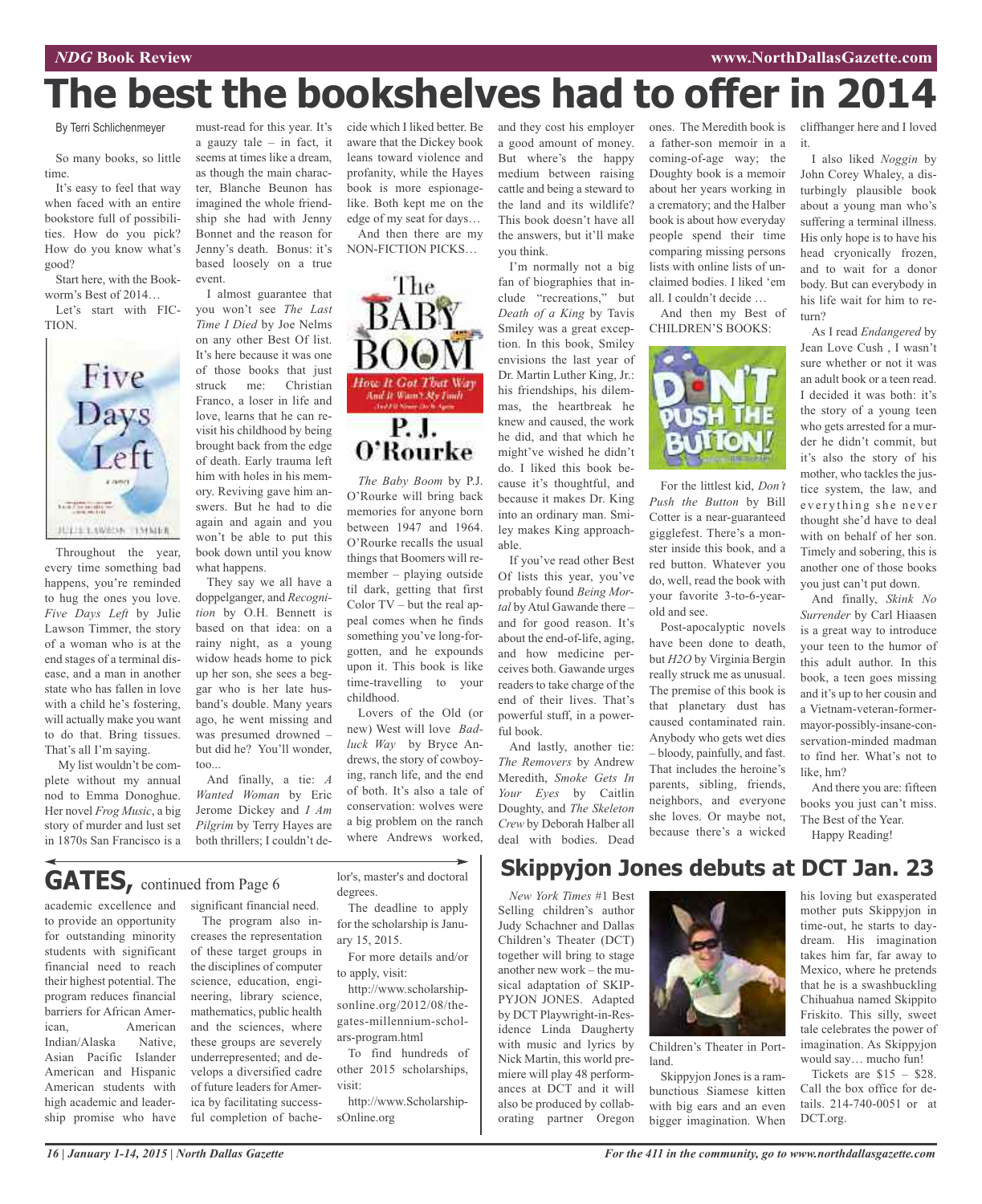# The best the bookshelves had to offer in 2014

By Terri Schlichenmeyer

So many books, so little time.

It's easy to feel that way when faced with an entire bookstore full of possibilities. How do you pick? How do you know what's good?

Start here, with the Bookworm's Best of 2014…

Let's start with FICTION.

Throughout the year, every time something bad happens, you're reminded to hug the ones you love. *Five Days Left* by Julie Lawson Timmer, the story of a woman who is at the end stages of a terminal disease, and a man in another state who has fallen in love with a child he's fostering, will actually make you want to do that. Bring tissues. That's all I'm saying.

My list wouldn't be complete without my annual nod to Emma Donoghue. Her novel *Frog Music*, a big story of murder and lust set in 1870s San Francisco is a must-read for this year. It's a gauzy tale – in fact, it seems at times like a dream, as though the main character, Blanche Beunon has imagined the whole friendship she had with Jenny Bonnet and the reason for Jenny's death. Bonus: it's based loosely on a true event.

I almost guarantee that you won't see *The Last Time I Died* by Joe Nelms on any other Best Of list. It's here because it was one of those books that just struck me: Christian Franco, a loser in life and love, learns that he can revisit his childhood by being brought back from the edge of death. Early trauma left him with holes in his memory. Reviving gave him answers. But he had to die again and again and you won't be able to put this book down until you know what happens.

They say we all have a doppelganger, and *Recognition* by O.H. Bennett is based on that idea: on a rainy night, as a young widow heads home to pick up her son, she sees a beggar who is her late husband's double. Many years ago, he went missing and was presumed drowned – but did he? You'll wonder, too...

And finally, a tie: *A Wanted Woman* by Eric Jerome Dickey and *I Am Pilgrim* by Terry Hayes are both thrillers; I couldn't decide which I liked better. Be aware that the Dickey book leans toward violence and profanity, while the Hayes book is more espionage-like. Both kept me on the edge of my seat for days…

And then there are my NON-FICTION PICKS…

*The Baby Boom* by P.J. O'Rourke will bring back memories for anyone born between 1947 and 1964. O'Rourke recalls the usual things that Boomers will remember – playing outside til dark, getting that first Color TV – but the real appeal comes when he finds something you've long-forgotten, and he expounds upon it. This book is like time-travelling to your childhood.

Lovers of the Old (or new) West will love *Badluck Way* by Bryce Andrews, the story of cowboying, ranch life, and the end of both. It's also a tale of conservation: wolves were a big problem on the ranch where Andrews worked, and they cost his employer a good amount of money. But where's the happy medium between raising cattle and being a steward to the land and its wildlife? This book doesn't have all the answers, but it'll make you think.

I'm normally not a big fan of biographies that include "recreations," but *Death of a King* by Tavis Smiley was a great exception. In this book, Smiley envisions the last year of Dr. Martin Luther King, Jr.: his friendships, his dilemmas, the heartbreak he knew and caused, the work he did, and that which he might've wished he didn't do. I liked this book because it's thoughtful, and because it makes Dr. King into an ordinary man. Smiley makes King approachable.

If you've read other Best Of lists this year, you've probably found *Being Mortal* by Atul Gawande there – and for good reason. It's about the end-of-life, aging, and how medicine perceives both. Gawande urges readers to take charge of the end of their lives. That's powerful stuff, in a powerful book.

And lastly, another tie: *The Removers* by Andrew Meredith, *Smoke Gets In Your Eyes* by Caitlin Doughty, and *The Skeleton Crew* by Deborah Halber all deal with bodies. Dead ones. The Meredith book is a father-son memoir in a coming-of-age way; the Doughty book is a memoir about her years working in a crematory; and the Halber book is about how everyday people spend their time comparing missing persons lists with online lists of unclaimed bodies. I liked 'em all. I couldn't decide …

And then my Best of CHILDREN'S BOOKS:

For the littlest kid, *Don't Push the Button* by Bill Cotter is a near-guaranteed gigglefest. There's a monster inside this book, and a red button. Whatever you do, well, read the book with your favorite 3-to-6-year-old and see.

Post-apocalyptic novels have been done to death, but *H2O* by Virginia Bergin really struck me as unusual. The premise of this book is that planetary dust has caused contaminated rain. Anybody who gets wet dies – bloody, painfully, and fast. That includes the heroine's parents, sibling, friends, neighbors, and everyone she loves. Or maybe not, because there's a wicked cliffhanger here and I loved it.

I also liked *Noggin* by John Corey Whaley, a disturbingly plausible book about a young man who's suffering a terminal illness. His only hope is to have his head cryonically frozen, and to wait for a donor body. But can everybody in his life wait for him to return?

As I read *Endangered* by Jean Love Cush , I wasn't sure whether or not it was an adult book or a teen read. I decided it was both: it's the story of a young teen who gets arrested for a murder he didn't commit, but it's also the story of his mother, who tackles the justice system, the law, and everything she never thought she'd have to deal with on behalf of her son. Timely and sobering, this is another one of those books you just can't put down.

And finally, *Skink No Surrender* by Carl Hiaasen is a great way to introduce your teen to the humor of this adult author. In this book, a teen goes missing and it's up to her cousin and a Vietnam-veteran-former-mayor-possibly-insane-conservation-minded madman to find her. What's not to like, hm?

And there you are: fifteen books you just can't miss. The Best of the Year.

Happy Reading!

## GATES, continued from Page 6

academic excellence and to provide an opportunity for outstanding minority students with significant financial need to reach their highest potential. The program reduces financial barriers for African American, American Indian/Alaska Native, Asian Pacific Islander American and Hispanic American students with high academic and leadership promise who have significant financial need.

The program also increases the representation of these target groups in the disciplines of computer science, education, engineering, library science, mathematics, public health and the sciences, where these groups are severely underrepresented; and develops a diversified cadre of future leaders for America by facilitating successful completion of bachelor's, master's and doctoral degrees.

The deadline to apply for the scholarship is January 15, 2015.

For more details and/or to apply, visit:

http://www.scholarshipsonline.org/2012/08/the-gates-millennium-scholars-program.html

To find hundreds of other 2015 scholarships, visit:

http://www.ScholarshipsOnline.org

## Skippyjon Jones debuts at DCT Jan. 23

*New York Times* #1 Best Selling children's author Judy Schachner and Dallas Children's Theater (DCT) together will bring to stage another new work – the musical adaptation of SKIPPYJON JONES. Adapted by DCT Playwright-in-Residence Linda Daugherty with music and lyrics by Nick Martin, this world premiere will play 48 performances at DCT and it will also be produced by collaborating partner Oregon Children's Theater in Portland.

Skippyjon Jones is a rambunctious Siamese kitten with big ears and an even bigger imagination. When his loving but exasperated mother puts Skippyjon in time-out, he starts to daydream. His imagination takes him far, far away to Mexico, where he pretends that he is a swashbuckling Chihuahua named Skippito Friskito. This silly, sweet tale celebrates the power of imagination. As Skippyjon would say… mucho fun!

Tickets are $15 – $28. Call the box office for details. 214-740-0051 or at DCT.org.